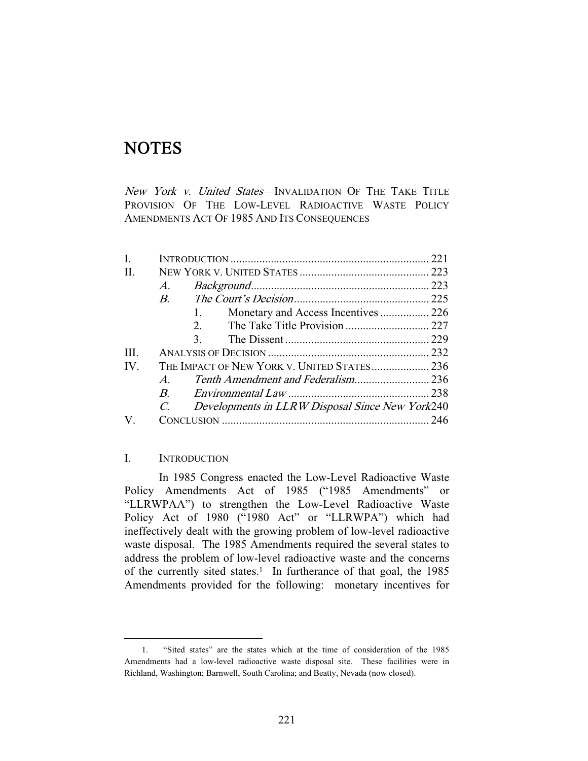# NOTES

*New York v. United States*—INVALIDATION OF THE TAKE TITLE PROVISION OF THE LOW-LEVEL RADIOACTIVE WASTE POLICY AMENDMENTS ACT OF 1985 AND ITS CONSEQUENCES

| | | | |
|---|---|---|---|
| I. | INTRODUCTION | | 221 |
| II. | NEW YORK V. UNITED STATES | | 223 |
| | *A.* | *Background* | 223 |
| | *B.* | *The Court's Decision* | 225 |
| | | 1. Monetary and Access Incentives | 226 |
| | | 2. The Take Title Provision | 227 |
| | | 3. The Dissent | 229 |
| III. | ANALYSIS OF DECISION | | 232 |
| IV. | THE IMPACT OF NEW YORK V. UNITED STATES | | 236 |
| | *A.* | *Tenth Amendment and Federalism* | 236 |
| | *B.* | *Environmental Law* | 238 |
| | *C.* | *Developments in LLRW Disposal Since New York* | 240 |
| V. | CONCLUSION | | 246 |

## I. INTRODUCTION

In 1985 Congress enacted the Low-Level Radioactive Waste Policy Amendments Act of 1985 ("1985 Amendments" or "LLRWPAA") to strengthen the Low-Level Radioactive Waste Policy Act of 1980 ("1980 Act" or "LLRWPA") which had ineffectively dealt with the growing problem of low-level radioactive waste disposal. The 1985 Amendments required the several states to address the problem of low-level radioactive waste and the concerns of the currently sited states.[1] In furtherance of that goal, the 1985 Amendments provided for the following: monetary incentives for

---

1. "Sited states" are the states which at the time of consideration of the 1985 Amendments had a low-level radioactive waste disposal site. These facilities were in Richland, Washington; Barnwell, South Carolina; and Beatty, Nevada (now closed).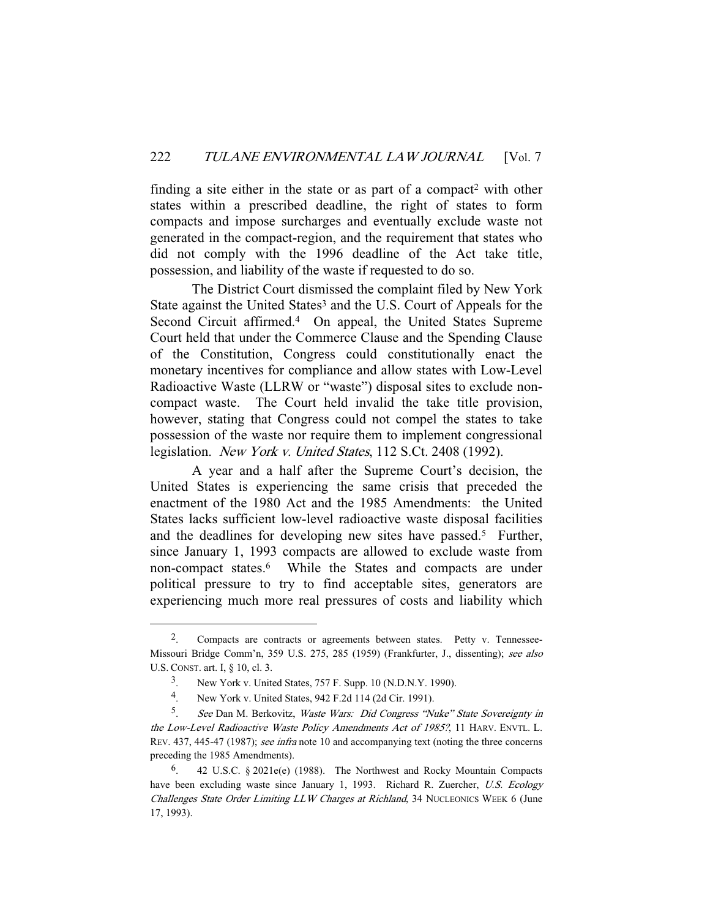finding a site either in the state or as part of a compact[2] with other states within a prescribed deadline, the right of states to form compacts and impose surcharges and eventually exclude waste not generated in the compact-region, and the requirement that states who did not comply with the 1996 deadline of the Act take title, possession, and liability of the waste if requested to do so.

The District Court dismissed the complaint filed by New York State against the United States[3] and the U.S. Court of Appeals for the Second Circuit affirmed.[4] On appeal, the United States Supreme Court held that under the Commerce Clause and the Spending Clause of the Constitution, Congress could constitutionally enact the monetary incentives for compliance and allow states with Low-Level Radioactive Waste (LLRW or "waste") disposal sites to exclude non-compact waste. The Court held invalid the take title provision, however, stating that Congress could not compel the states to take possession of the waste nor require them to implement congressional legislation. *New York v. United States*, 112 S.Ct. 2408 (1992).

A year and a half after the Supreme Court's decision, the United States is experiencing the same crisis that preceded the enactment of the 1980 Act and the 1985 Amendments: the United States lacks sufficient low-level radioactive waste disposal facilities and the deadlines for developing new sites have passed.[5] Further, since January 1, 1993 compacts are allowed to exclude waste from non-compact states.[6] While the States and compacts are under political pressure to try to find acceptable sites, generators are experiencing much more real pressures of costs and liability which

---

2. Compacts are contracts or agreements between states. Petty v. Tennessee-Missouri Bridge Comm'n, 359 U.S. 275, 285 (1959) (Frankfurter, J., dissenting); *see also* U.S. CONST. art. I, § 10, cl. 3.

3. New York v. United States, 757 F. Supp. 10 (N.D.N.Y. 1990).

4. New York v. United States, 942 F.2d 114 (2d Cir. 1991).

5. *See* Dan M. Berkovitz, *Waste Wars: Did Congress "Nuke" State Sovereignty in the Low-Level Radioactive Waste Policy Amendments Act of 1985?*, 11 HARV. ENVTL. L. REV. 437, 445-47 (1987); *see infra* note 10 and accompanying text (noting the three concerns preceding the 1985 Amendments).

6. 42 U.S.C. § 2021e(e) (1988). The Northwest and Rocky Mountain Compacts have been excluding waste since January 1, 1993. Richard R. Zuercher, *U.S. Ecology Challenges State Order Limiting LLW Charges at Richland*, 34 NUCLEONICS WEEK 6 (June 17, 1993).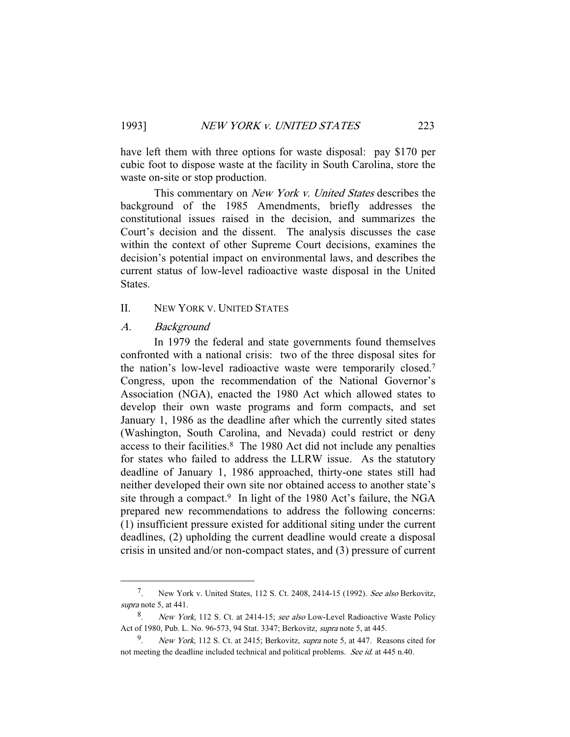have left them with three options for waste disposal: pay $170 per cubic foot to dispose waste at the facility in South Carolina, store the waste on-site or stop production.

This commentary on *New York v. United States* describes the background of the 1985 Amendments, briefly addresses the constitutional issues raised in the decision, and summarizes the Court's decision and the dissent. The analysis discusses the case within the context of other Supreme Court decisions, examines the decision's potential impact on environmental laws, and describes the current status of low-level radioactive waste disposal in the United States.

## II. NEW YORK V. UNITED STATES

### *A. Background*

In 1979 the federal and state governments found themselves confronted with a national crisis: two of the three disposal sites for the nation's low-level radioactive waste were temporarily closed.[7] Congress, upon the recommendation of the National Governor's Association (NGA), enacted the 1980 Act which allowed states to develop their own waste programs and form compacts, and set January 1, 1986 as the deadline after which the currently sited states (Washington, South Carolina, and Nevada) could restrict or deny access to their facilities.[8] The 1980 Act did not include any penalties for states who failed to address the LLRW issue. As the statutory deadline of January 1, 1986 approached, thirty-one states still had neither developed their own site nor obtained access to another state's site through a compact.[9] In light of the 1980 Act's failure, the NGA prepared new recommendations to address the following concerns: (1) insufficient pressure existed for additional siting under the current deadlines, (2) upholding the current deadline would create a disposal crisis in unsited and/or non-compact states, and (3) pressure of current

---

7. New York v. United States, 112 S. Ct. 2408, 2414-15 (1992). *See also* Berkovitz, *supra* note 5, at 441.

8. *New York*, 112 S. Ct. at 2414-15; *see also* Low-Level Radioactive Waste Policy Act of 1980, Pub. L. No. 96-573, 94 Stat. 3347; Berkovitz, *supra* note 5, at 445.

9. *New York*, 112 S. Ct. at 2415; Berkovitz, *supra* note 5, at 447. Reasons cited for not meeting the deadline included technical and political problems. *See id.* at 445 n.40.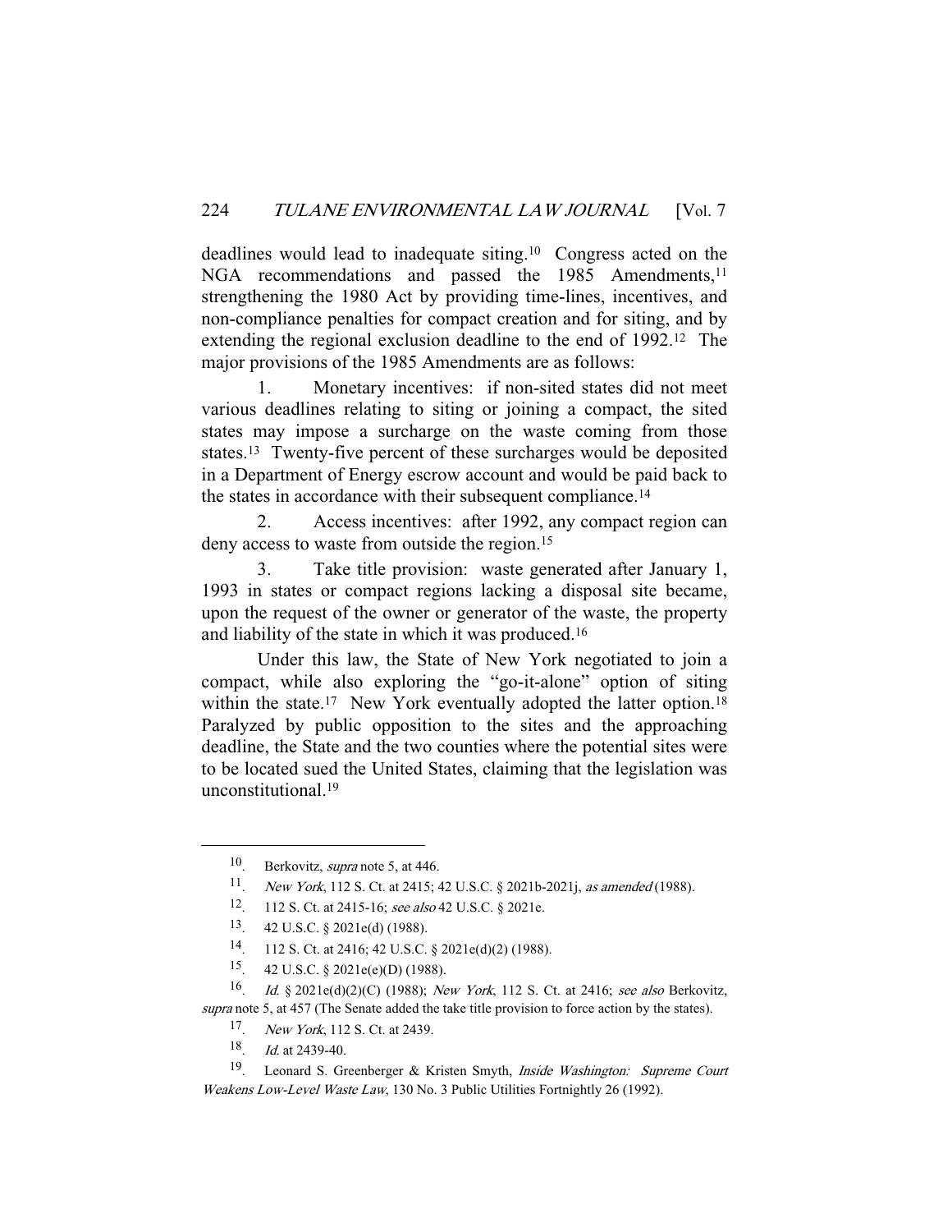deadlines would lead to inadequate siting.[10] Congress acted on the NGA recommendations and passed the 1985 Amendments,[11] strengthening the 1980 Act by providing time-lines, incentives, and non-compliance penalties for compact creation and for siting, and by extending the regional exclusion deadline to the end of 1992.[12] The major provisions of the 1985 Amendments are as follows:

1. Monetary incentives: if non-sited states did not meet various deadlines relating to siting or joining a compact, the sited states may impose a surcharge on the waste coming from those states.[13] Twenty-five percent of these surcharges would be deposited in a Department of Energy escrow account and would be paid back to the states in accordance with their subsequent compliance.[14]

2. Access incentives: after 1992, any compact region can deny access to waste from outside the region.[15]

3. Take title provision: waste generated after January 1, 1993 in states or compact regions lacking a disposal site became, upon the request of the owner or generator of the waste, the property and liability of the state in which it was produced.[16]

Under this law, the State of New York negotiated to join a compact, while also exploring the "go-it-alone" option of siting within the state.[17] New York eventually adopted the latter option.[18] Paralyzed by public opposition to the sites and the approaching deadline, the State and the two counties where the potential sites were to be located sued the United States, claiming that the legislation was unconstitutional.[19]

---

10. Berkovitz, *supra* note 5, at 446.

11. *New York*, 112 S. Ct. at 2415; 42 U.S.C. § 2021b-2021j, *as amended* (1988).

12. 112 S. Ct. at 2415-16; *see also* 42 U.S.C. § 2021e.

13. 42 U.S.C. § 2021e(d) (1988).

14. 112 S. Ct. at 2416; 42 U.S.C. § 2021e(d)(2) (1988).

15. 42 U.S.C. § 2021e(e)(D) (1988).

16. *Id.* § 2021e(d)(2)(C) (1988); *New York*, 112 S. Ct. at 2416; *see also* Berkovitz, *supra* note 5, at 457 (The Senate added the take title provision to force action by the states).

17. *New York*, 112 S. Ct. at 2439.

18. *Id.* at 2439-40.

19. Leonard S. Greenberger & Kristen Smyth, *Inside Washington: Supreme Court Weakens Low-Level Waste Law*, 130 No. 3 Public Utilities Fortnightly 26 (1992).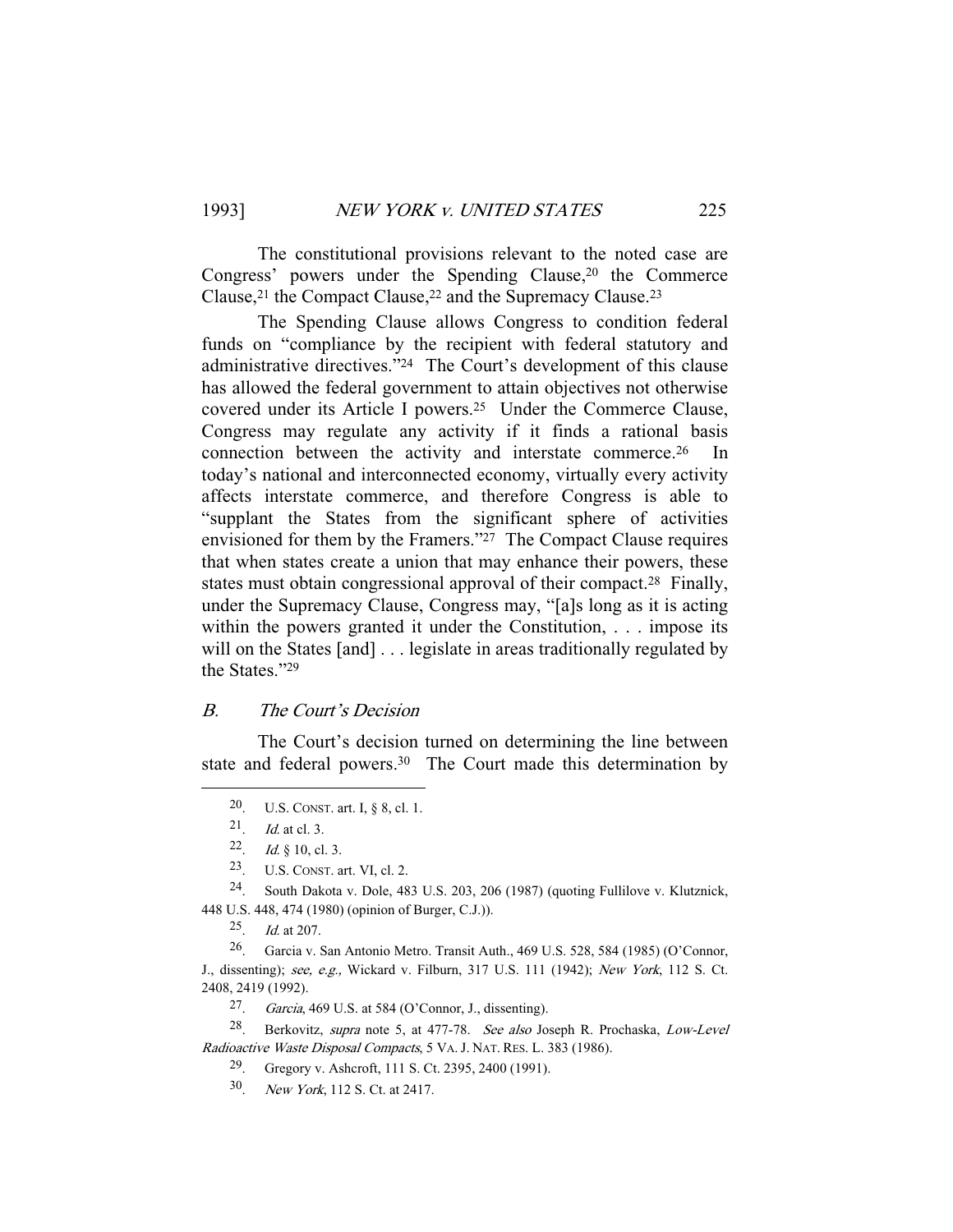The constitutional provisions relevant to the noted case are Congress' powers under the Spending Clause,[20] the Commerce Clause,[21] the Compact Clause,[22] and the Supremacy Clause.[23]

The Spending Clause allows Congress to condition federal funds on "compliance by the recipient with federal statutory and administrative directives."[24] The Court's development of this clause has allowed the federal government to attain objectives not otherwise covered under its Article I powers.[25] Under the Commerce Clause, Congress may regulate any activity if it finds a rational basis connection between the activity and interstate commerce.[26] In today's national and interconnected economy, virtually every activity affects interstate commerce, and therefore Congress is able to "supplant the States from the significant sphere of activities envisioned for them by the Framers."[27] The Compact Clause requires that when states create a union that may enhance their powers, these states must obtain congressional approval of their compact.[28] Finally, under the Supremacy Clause, Congress may, "[a]s long as it is acting within the powers granted it under the Constitution, . . . impose its will on the States [and] . . . legislate in areas traditionally regulated by the States."[29]

### *B. The Court's Decision*

The Court's decision turned on determining the line between state and federal powers.[30] The Court made this determination by

---

20. U.S. CONST. art. I, § 8, cl. 1.

21. *Id.* at cl. 3.

22. *Id.* § 10, cl. 3.

23. U.S. CONST. art. VI, cl. 2.

24. South Dakota v. Dole, 483 U.S. 203, 206 (1987) (quoting Fullilove v. Klutznick, 448 U.S. 448, 474 (1980) (opinion of Burger, C.J.)).

25. *Id.* at 207.

26. Garcia v. San Antonio Metro. Transit Auth., 469 U.S. 528, 584 (1985) (O'Connor, J., dissenting); *see, e.g.,* Wickard v. Filburn, 317 U.S. 111 (1942); *New York*, 112 S. Ct. 2408, 2419 (1992).

27. *Garcia*, 469 U.S. at 584 (O'Connor, J., dissenting).

28. Berkovitz, *supra* note 5, at 477-78. *See also* Joseph R. Prochaska, *Low-Level Radioactive Waste Disposal Compacts*, 5 VA. J. NAT. RES. L. 383 (1986).

29. Gregory v. Ashcroft, 111 S. Ct. 2395, 2400 (1991).

30. *New York*, 112 S. Ct. at 2417.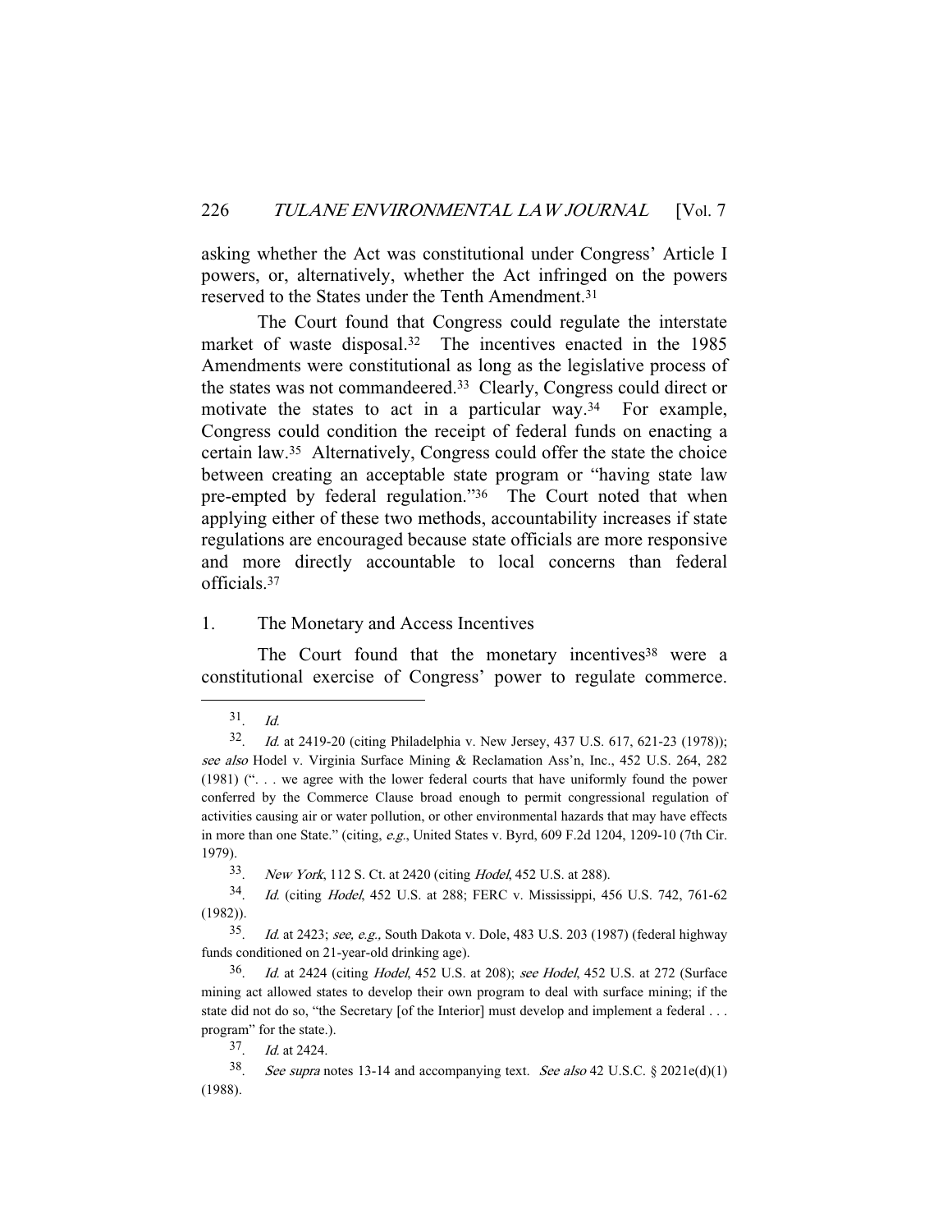asking whether the Act was constitutional under Congress' Article I powers, or, alternatively, whether the Act infringed on the powers reserved to the States under the Tenth Amendment.[31]

The Court found that Congress could regulate the interstate market of waste disposal.[32] The incentives enacted in the 1985 Amendments were constitutional as long as the legislative process of the states was not commandeered.[33] Clearly, Congress could direct or motivate the states to act in a particular way.[34] For example, Congress could condition the receipt of federal funds on enacting a certain law.[35] Alternatively, Congress could offer the state the choice between creating an acceptable state program or "having state law pre-empted by federal regulation."[36] The Court noted that when applying either of these two methods, accountability increases if state regulations are encouraged because state officials are more responsive and more directly accountable to local concerns than federal officials.[37]

### 1. The Monetary and Access Incentives

The Court found that the monetary incentives[38] were a constitutional exercise of Congress' power to regulate commerce.

---

31. *Id.*

32. *Id.* at 2419-20 (citing Philadelphia v. New Jersey, 437 U.S. 617, 621-23 (1978)); *see also* Hodel v. Virginia Surface Mining & Reclamation Ass'n, Inc., 452 U.S. 264, 282 (1981) (". . . we agree with the lower federal courts that have uniformly found the power conferred by the Commerce Clause broad enough to permit congressional regulation of activities causing air or water pollution, or other environmental hazards that may have effects in more than one State." (citing, *e.g.*, United States v. Byrd, 609 F.2d 1204, 1209-10 (7th Cir. 1979).

33. *New York*, 112 S. Ct. at 2420 (citing *Hodel*, 452 U.S. at 288).

34. *Id.* (citing *Hodel*, 452 U.S. at 288; FERC v. Mississippi, 456 U.S. 742, 761-62 (1982)).

35. *Id.* at 2423; *see, e.g.,* South Dakota v. Dole, 483 U.S. 203 (1987) (federal highway funds conditioned on 21-year-old drinking age).

36. *Id.* at 2424 (citing *Hodel*, 452 U.S. at 208); *see Hodel*, 452 U.S. at 272 (Surface mining act allowed states to develop their own program to deal with surface mining; if the state did not do so, "the Secretary [of the Interior] must develop and implement a federal . . . program" for the state.).

37. *Id.* at 2424.

38. *See supra* notes 13-14 and accompanying text. *See also* 42 U.S.C. § 2021e(d)(1) (1988).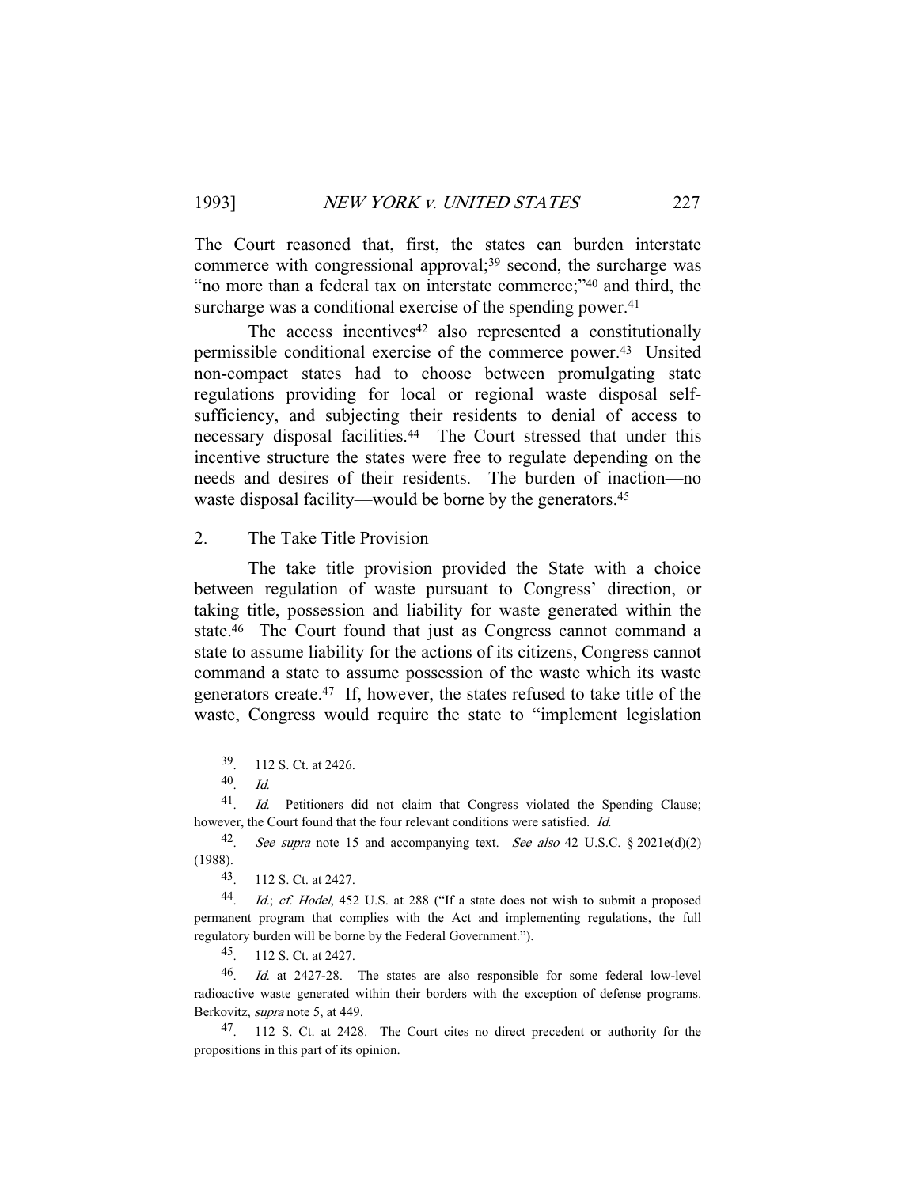The Court reasoned that, first, the states can burden interstate commerce with congressional approval;[39] second, the surcharge was "no more than a federal tax on interstate commerce;"[40] and third, the surcharge was a conditional exercise of the spending power.[41]

The access incentives[42] also represented a constitutionally permissible conditional exercise of the commerce power.[43] Unsited non-compact states had to choose between promulgating state regulations providing for local or regional waste disposal self-sufficiency, and subjecting their residents to denial of access to necessary disposal facilities.[44] The Court stressed that under this incentive structure the states were free to regulate depending on the needs and desires of their residents. The burden of inaction—no waste disposal facility—would be borne by the generators.[45]

### 2. The Take Title Provision

The take title provision provided the State with a choice between regulation of waste pursuant to Congress' direction, or taking title, possession and liability for waste generated within the state.[46] The Court found that just as Congress cannot command a state to assume liability for the actions of its citizens, Congress cannot command a state to assume possession of the waste which its waste generators create.[47] If, however, the states refused to take title of the waste, Congress would require the state to "implement legislation

---

39. 112 S. Ct. at 2426.

40. *Id.*

41. *Id.* Petitioners did not claim that Congress violated the Spending Clause; however, the Court found that the four relevant conditions were satisfied. *Id.*

42. *See supra* note 15 and accompanying text. *See also* 42 U.S.C. § 2021e(d)(2) (1988).

43. 112 S. Ct. at 2427.

44. *Id.*; *cf. Hodel*, 452 U.S. at 288 ("If a state does not wish to submit a proposed permanent program that complies with the Act and implementing regulations, the full regulatory burden will be borne by the Federal Government.").

45. 112 S. Ct. at 2427.

46. *Id.* at 2427-28. The states are also responsible for some federal low-level radioactive waste generated within their borders with the exception of defense programs. Berkovitz, *supra* note 5, at 449.

47. 112 S. Ct. at 2428. The Court cites no direct precedent or authority for the propositions in this part of its opinion.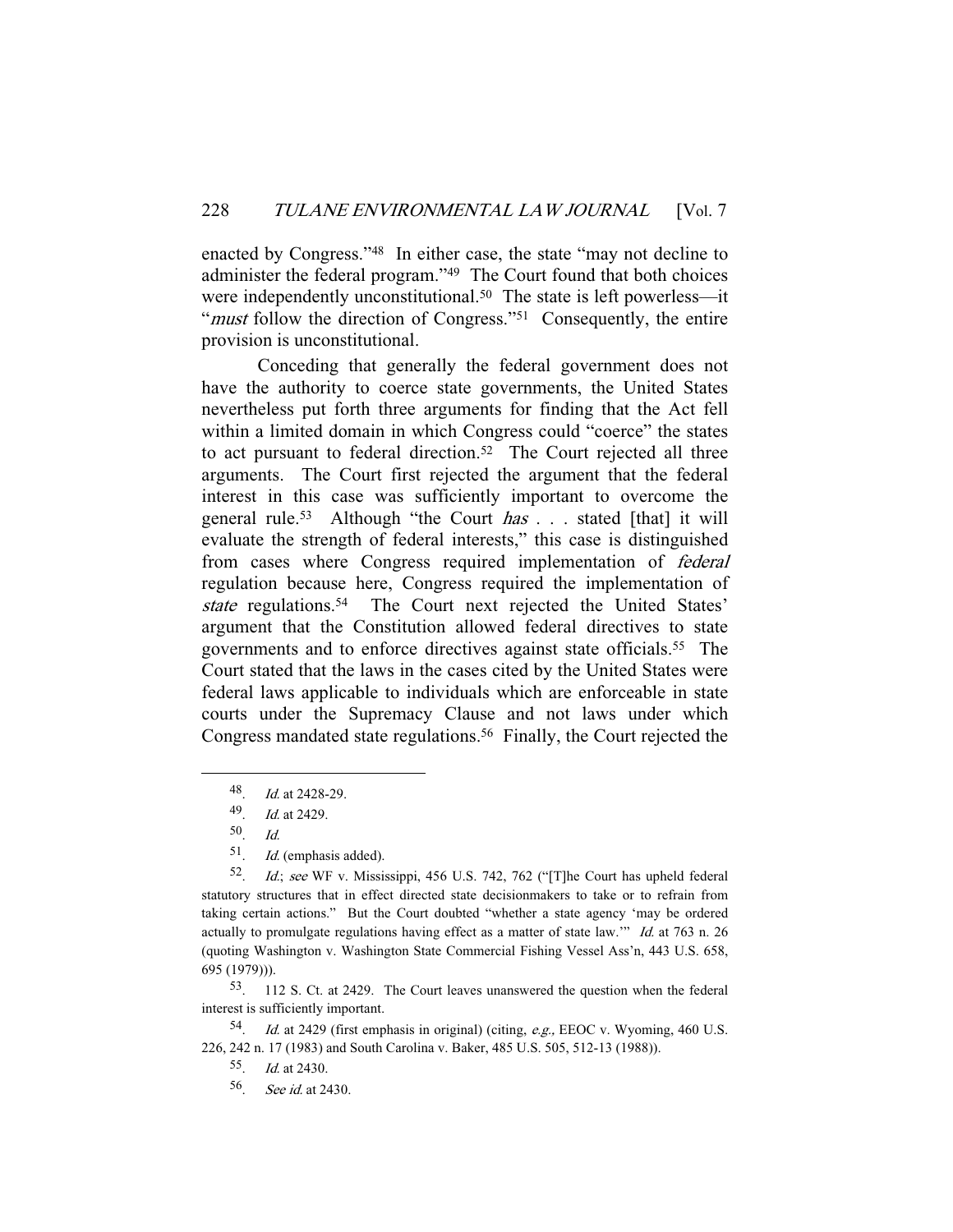enacted by Congress."[48] In either case, the state "may not decline to administer the federal program."[49] The Court found that both choices were independently unconstitutional.[50] The state is left powerless—it "*must* follow the direction of Congress."[51] Consequently, the entire provision is unconstitutional.

Conceding that generally the federal government does not have the authority to coerce state governments, the United States nevertheless put forth three arguments for finding that the Act fell within a limited domain in which Congress could "coerce" the states to act pursuant to federal direction.[52] The Court rejected all three arguments. The Court first rejected the argument that the federal interest in this case was sufficiently important to overcome the general rule.[53] Although "the Court *has* . . . stated [that] it will evaluate the strength of federal interests," this case is distinguished from cases where Congress required implementation of *federal* regulation because here, Congress required the implementation of *state* regulations.[54] The Court next rejected the United States' argument that the Constitution allowed federal directives to state governments and to enforce directives against state officials.[55] The Court stated that the laws in the cases cited by the United States were federal laws applicable to individuals which are enforceable in state courts under the Supremacy Clause and not laws under which Congress mandated state regulations.[56] Finally, the Court rejected the

---

48. *Id.* at 2428-29.

49. *Id.* at 2429.

50. *Id.*

51. *Id.* (emphasis added).

52. *Id.*; *see* WF v. Mississippi, 456 U.S. 742, 762 ("[T]he Court has upheld federal statutory structures that in effect directed state decisionmakers to take or to refrain from taking certain actions." But the Court doubted "whether a state agency 'may be ordered actually to promulgate regulations having effect as a matter of state law.'" *Id.* at 763 n. 26 (quoting Washington v. Washington State Commercial Fishing Vessel Ass'n, 443 U.S. 658, 695 (1979))).

53. 112 S. Ct. at 2429. The Court leaves unanswered the question when the federal interest is sufficiently important.

54. *Id.* at 2429 (first emphasis in original) (citing, *e.g.,* EEOC v. Wyoming, 460 U.S. 226, 242 n. 17 (1983) and South Carolina v. Baker, 485 U.S. 505, 512-13 (1988)).

55. *Id.* at 2430.

56. *See id.* at 2430.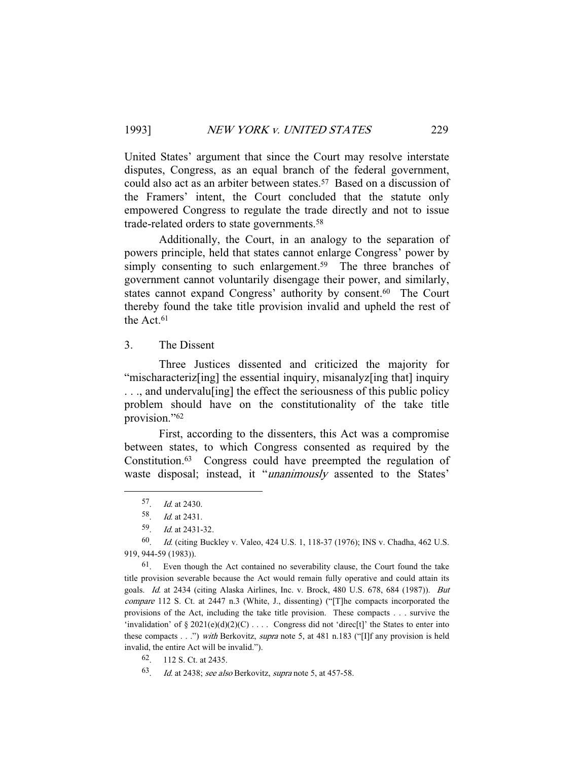United States' argument that since the Court may resolve interstate disputes, Congress, as an equal branch of the federal government, could also act as an arbiter between states.[57] Based on a discussion of the Framers' intent, the Court concluded that the statute only empowered Congress to regulate the trade directly and not to issue trade-related orders to state governments.[58]

Additionally, the Court, in an analogy to the separation of powers principle, held that states cannot enlarge Congress' power by simply consenting to such enlargement.[59] The three branches of government cannot voluntarily disengage their power, and similarly, states cannot expand Congress' authority by consent.[60] The Court thereby found the take title provision invalid and upheld the rest of the Act.[61]

### 3. The Dissent

Three Justices dissented and criticized the majority for "mischaracteriz[ing] the essential inquiry, misanalyz[ing that] inquiry . . ., and undervalu[ing] the effect the seriousness of this public policy problem should have on the constitutionality of the take title provision."[62]

First, according to the dissenters, this Act was a compromise between states, to which Congress consented as required by the Constitution.[63] Congress could have preempted the regulation of waste disposal; instead, it "*unanimously* assented to the States'

---

57. *Id.* at 2430.

58. *Id.* at 2431.

59. *Id.* at 2431-32.

60. *Id.* (citing Buckley v. Valeo, 424 U.S. 1, 118-37 (1976); INS v. Chadha, 462 U.S. 919, 944-59 (1983)).

61. Even though the Act contained no severability clause, the Court found the take title provision severable because the Act would remain fully operative and could attain its goals. *Id.* at 2434 (citing Alaska Airlines, Inc. v. Brock, 480 U.S. 678, 684 (1987)). *But compare* 112 S. Ct. at 2447 n.3 (White, J., dissenting) ("[T]he compacts incorporated the provisions of the Act, including the take title provision. These compacts . . . survive the 'invalidation' of § 2021(e)(d)(2)(C) . . . . Congress did not 'direc[t]' the States to enter into these compacts . . .") *with* Berkovitz, *supra* note 5, at 481 n.183 ("[I]f any provision is held invalid, the entire Act will be invalid.").

62. 112 S. Ct. at 2435.

63. *Id.* at 2438; *see also* Berkovitz, *supra* note 5, at 457-58.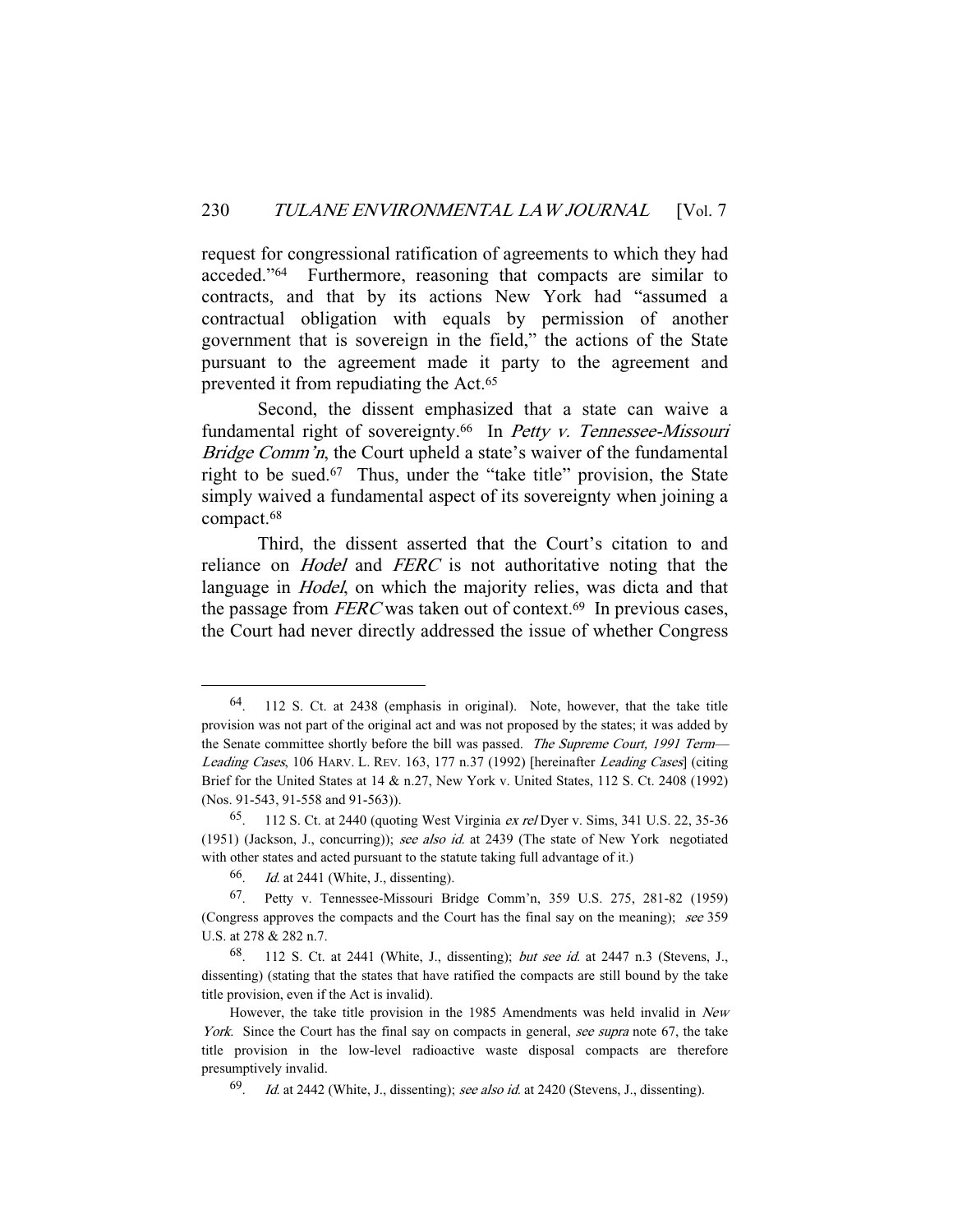request for congressional ratification of agreements to which they had acceded."[64] Furthermore, reasoning that compacts are similar to contracts, and that by its actions New York had "assumed a contractual obligation with equals by permission of another government that is sovereign in the field," the actions of the State pursuant to the agreement made it party to the agreement and prevented it from repudiating the Act.[65]

Second, the dissent emphasized that a state can waive a fundamental right of sovereignty.[66] In *Petty v. Tennessee-Missouri Bridge Comm'n*, the Court upheld a state's waiver of the fundamental right to be sued.[67] Thus, under the "take title" provision, the State simply waived a fundamental aspect of its sovereignty when joining a compact.[68]

Third, the dissent asserted that the Court's citation to and reliance on *Hodel* and *FERC* is not authoritative noting that the language in *Hodel*, on which the majority relies, was dicta and that the passage from *FERC* was taken out of context.[69] In previous cases, the Court had never directly addressed the issue of whether Congress

---

64. 112 S. Ct. at 2438 (emphasis in original). Note, however, that the take title provision was not part of the original act and was not proposed by the states; it was added by the Senate committee shortly before the bill was passed. *The Supreme Court, 1991 Term—Leading Cases*, 106 HARV. L. REV. 163, 177 n.37 (1992) [hereinafter *Leading Cases*] (citing Brief for the United States at 14 & n.27, New York v. United States, 112 S. Ct. 2408 (1992) (Nos. 91-543, 91-558 and 91-563)).

65. 112 S. Ct. at 2440 (quoting West Virginia *ex rel* Dyer v. Sims, 341 U.S. 22, 35-36 (1951) (Jackson, J., concurring)); *see also id.* at 2439 (The state of New York negotiated with other states and acted pursuant to the statute taking full advantage of it.)

66. *Id.* at 2441 (White, J., dissenting).

67. Petty v. Tennessee-Missouri Bridge Comm'n, 359 U.S. 275, 281-82 (1959) (Congress approves the compacts and the Court has the final say on the meaning); *see* 359 U.S. at 278 & 282 n.7.

68. 112 S. Ct. at 2441 (White, J., dissenting); *but see id.* at 2447 n.3 (Stevens, J., dissenting) (stating that the states that have ratified the compacts are still bound by the take title provision, even if the Act is invalid).

However, the take title provision in the 1985 Amendments was held invalid in *New York*. Since the Court has the final say on compacts in general, *see supra* note 67, the take title provision in the low-level radioactive waste disposal compacts are therefore presumptively invalid.

69. *Id.* at 2442 (White, J., dissenting); *see also id.* at 2420 (Stevens, J., dissenting).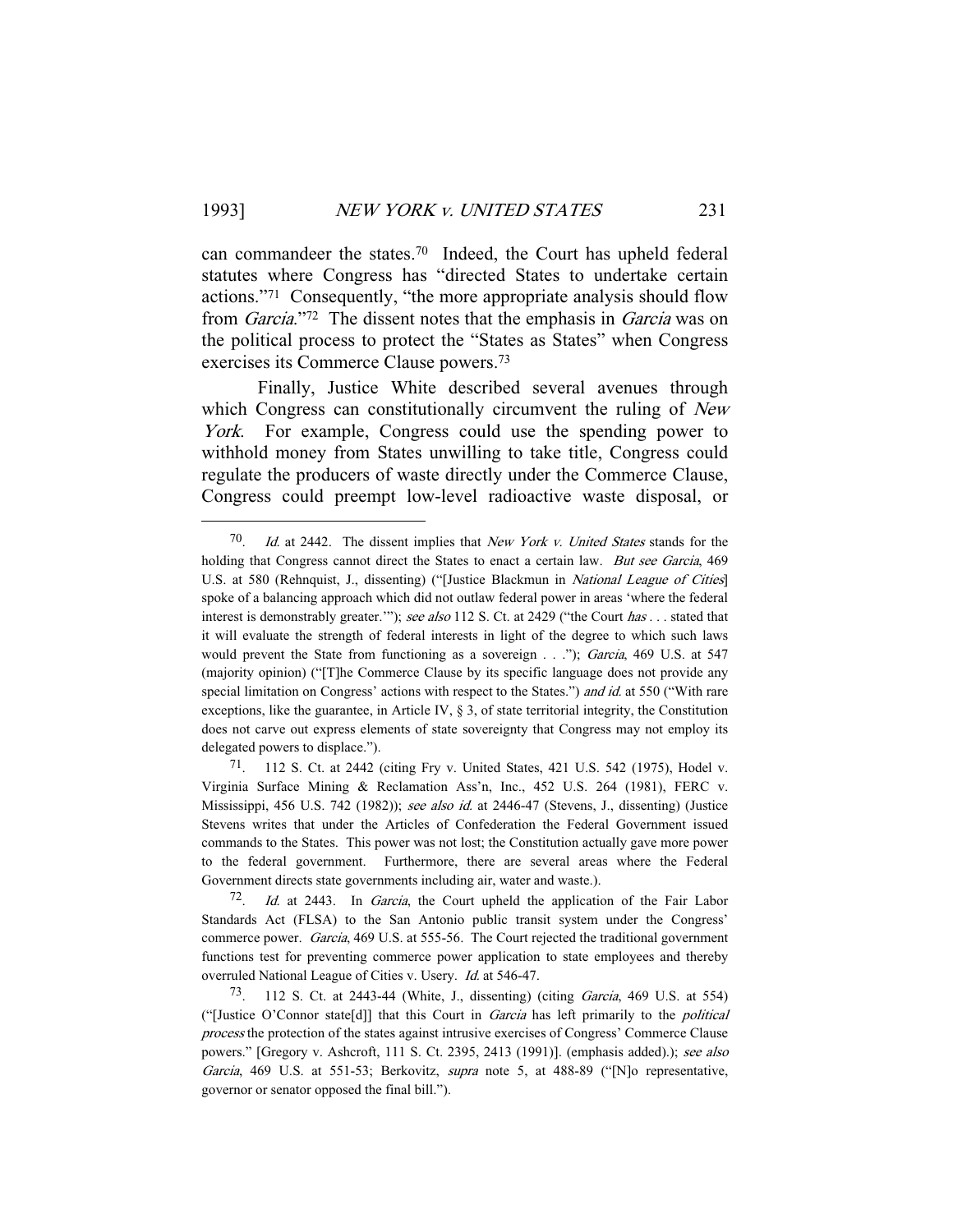can commandeer the states.[70] Indeed, the Court has upheld federal statutes where Congress has "directed States to undertake certain actions."[71] Consequently, "the more appropriate analysis should flow from *Garcia*."[72] The dissent notes that the emphasis in *Garcia* was on the political process to protect the "States as States" when Congress exercises its Commerce Clause powers.[73]

Finally, Justice White described several avenues through which Congress can constitutionally circumvent the ruling of *New York*. For example, Congress could use the spending power to withhold money from States unwilling to take title, Congress could regulate the producers of waste directly under the Commerce Clause, Congress could preempt low-level radioactive waste disposal, or

---

70. *Id.* at 2442. The dissent implies that *New York v. United States* stands for the holding that Congress cannot direct the States to enact a certain law. *But see Garcia*, 469 U.S. at 580 (Rehnquist, J., dissenting) ("[Justice Blackmun in *National League of Cities*] spoke of a balancing approach which did not outlaw federal power in areas 'where the federal interest is demonstrably greater.'"); *see also* 112 S. Ct. at 2429 ("the Court *has* . . . stated that it will evaluate the strength of federal interests in light of the degree to which such laws would prevent the State from functioning as a sovereign . . ."); *Garcia*, 469 U.S. at 547 (majority opinion) ("[T]he Commerce Clause by its specific language does not provide any special limitation on Congress' actions with respect to the States.") *and id.* at 550 ("With rare exceptions, like the guarantee, in Article IV, § 3, of state territorial integrity, the Constitution does not carve out express elements of state sovereignty that Congress may not employ its delegated powers to displace.").

71. 112 S. Ct. at 2442 (citing Fry v. United States, 421 U.S. 542 (1975), Hodel v. Virginia Surface Mining & Reclamation Ass'n, Inc., 452 U.S. 264 (1981), FERC v. Mississippi, 456 U.S. 742 (1982)); *see also id.* at 2446-47 (Stevens, J., dissenting) (Justice Stevens writes that under the Articles of Confederation the Federal Government issued commands to the States. This power was not lost; the Constitution actually gave more power to the federal government. Furthermore, there are several areas where the Federal Government directs state governments including air, water and waste.).

72. *Id.* at 2443. In *Garcia*, the Court upheld the application of the Fair Labor Standards Act (FLSA) to the San Antonio public transit system under the Congress' commerce power. *Garcia*, 469 U.S. at 555-56. The Court rejected the traditional government functions test for preventing commerce power application to state employees and thereby overruled National League of Cities v. Usery. *Id.* at 546-47.

73. 112 S. Ct. at 2443-44 (White, J., dissenting) (citing *Garcia*, 469 U.S. at 554) ("[Justice O'Connor state[d]] that this Court in *Garcia* has left primarily to the *political process* the protection of the states against intrusive exercises of Congress' Commerce Clause powers." [Gregory v. Ashcroft, 111 S. Ct. 2395, 2413 (1991)]. (emphasis added).); *see also Garcia*, 469 U.S. at 551-53; Berkovitz, *supra* note 5, at 488-89 ("[N]o representative, governor or senator opposed the final bill.").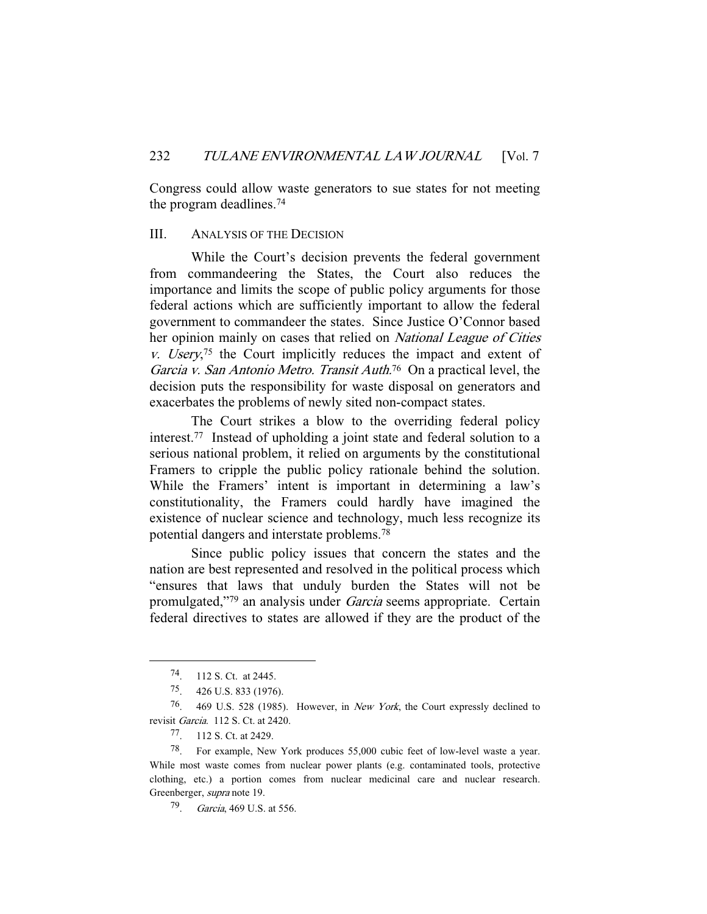Congress could allow waste generators to sue states for not meeting the program deadlines.[74]

## III. ANALYSIS OF THE DECISION

While the Court's decision prevents the federal government from commandeering the States, the Court also reduces the importance and limits the scope of public policy arguments for those federal actions which are sufficiently important to allow the federal government to commandeer the states. Since Justice O'Connor based her opinion mainly on cases that relied on *National League of Cities v. Usery*,[75] the Court implicitly reduces the impact and extent of *Garcia v. San Antonio Metro. Transit Auth.*[76] On a practical level, the decision puts the responsibility for waste disposal on generators and exacerbates the problems of newly sited non-compact states.

The Court strikes a blow to the overriding federal policy interest.[77] Instead of upholding a joint state and federal solution to a serious national problem, it relied on arguments by the constitutional Framers to cripple the public policy rationale behind the solution. While the Framers' intent is important in determining a law's constitutionality, the Framers could hardly have imagined the existence of nuclear science and technology, much less recognize its potential dangers and interstate problems.[78]

Since public policy issues that concern the states and the nation are best represented and resolved in the political process which "ensures that laws that unduly burden the States will not be promulgated,"[79] an analysis under *Garcia* seems appropriate. Certain federal directives to states are allowed if they are the product of the

---

74. 112 S. Ct. at 2445.

75. 426 U.S. 833 (1976).

76. 469 U.S. 528 (1985). However, in *New York*, the Court expressly declined to revisit *Garcia*. 112 S. Ct. at 2420.

77. 112 S. Ct. at 2429.

78. For example, New York produces 55,000 cubic feet of low-level waste a year. While most waste comes from nuclear power plants (e.g. contaminated tools, protective clothing, etc.) a portion comes from nuclear medicinal care and nuclear research. Greenberger, *supra* note 19.

79. *Garcia*, 469 U.S. at 556.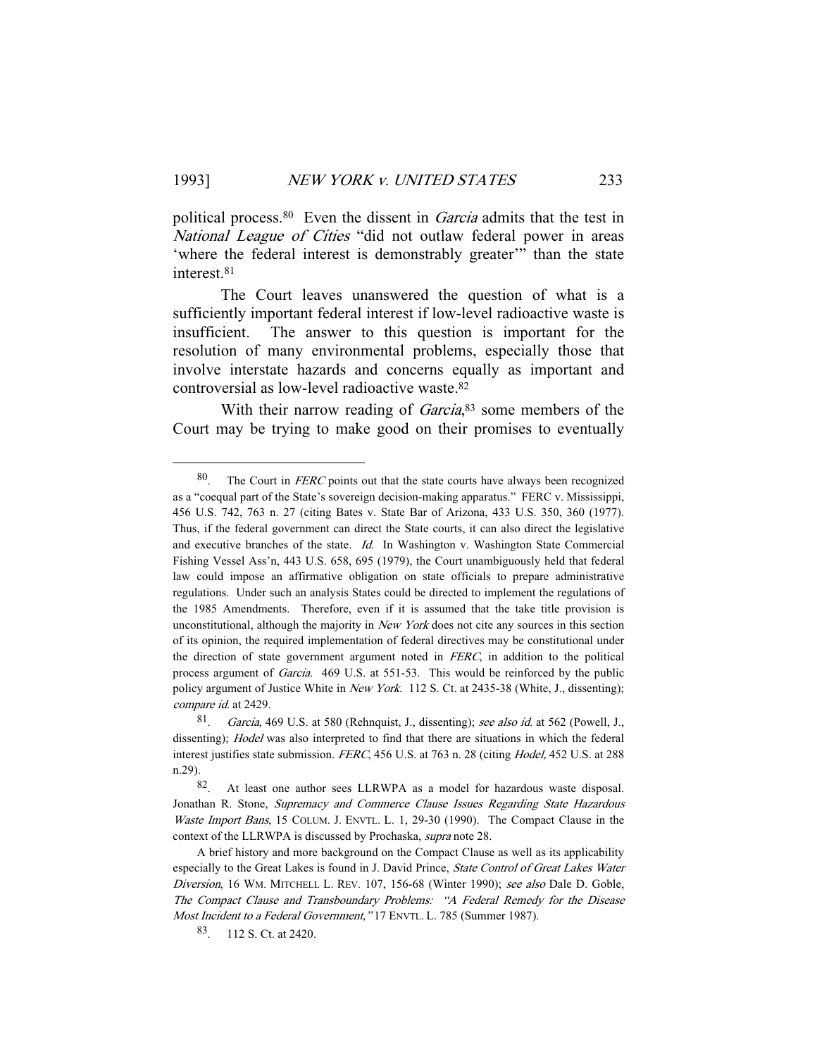political process.[80] Even the dissent in *Garcia* admits that the test in *National League of Cities* "did not outlaw federal power in areas 'where the federal interest is demonstrably greater'" than the state interest.[81]

The Court leaves unanswered the question of what is a sufficiently important federal interest if low-level radioactive waste is insufficient. The answer to this question is important for the resolution of many environmental problems, especially those that involve interstate hazards and concerns equally as important and controversial as low-level radioactive waste.[82]

With their narrow reading of *Garcia*,[83] some members of the Court may be trying to make good on their promises to eventually

---

80. The Court in *FERC* points out that the state courts have always been recognized as a "coequal part of the State's sovereign decision-making apparatus." FERC v. Mississippi, 456 U.S. 742, 763 n. 27 (citing Bates v. State Bar of Arizona, 433 U.S. 350, 360 (1977). Thus, if the federal government can direct the State courts, it can also direct the legislative and executive branches of the state. *Id.* In Washington v. Washington State Commercial Fishing Vessel Ass'n, 443 U.S. 658, 695 (1979), the Court unambiguously held that federal law could impose an affirmative obligation on state officials to prepare administrative regulations. Under such an analysis States could be directed to implement the regulations of the 1985 Amendments. Therefore, even if it is assumed that the take title provision is unconstitutional, although the majority in *New York* does not cite any sources in this section of its opinion, the required implementation of federal directives may be constitutional under the direction of state government argument noted in *FERC*, in addition to the political process argument of *Garcia.* 469 U.S. at 551-53. This would be reinforced by the public policy argument of Justice White in *New York.* 112 S. Ct. at 2435-38 (White, J., dissenting); *compare id.* at 2429.

81. *Garcia*, 469 U.S. at 580 (Rehnquist, J., dissenting); *see also id.* at 562 (Powell, J., dissenting); *Hodel* was also interpreted to find that there are situations in which the federal interest justifies state submission. *FERC*, 456 U.S. at 763 n. 28 (citing *Hodel,* 452 U.S. at 288 n.29).

82. At least one author sees LLRWPA as a model for hazardous waste disposal. Jonathan R. Stone, *Supremacy and Commerce Clause Issues Regarding State Hazardous Waste Import Bans*, 15 COLUM. J. ENVTL. L. 1, 29-30 (1990). The Compact Clause in the context of the LLRWPA is discussed by Prochaska, *supra* note 28.

A brief history and more background on the Compact Clause as well as its applicability especially to the Great Lakes is found in J. David Prince, *State Control of Great Lakes Water Diversion*, 16 WM. MITCHELL L. REV. 107, 156-68 (Winter 1990); *see also* Dale D. Goble, *The Compact Clause and Transboundary Problems: "A Federal Remedy for the Disease Most Incident to a Federal Government,"* 17 ENVTL. L. 785 (Summer 1987).

83. 112 S. Ct. at 2420.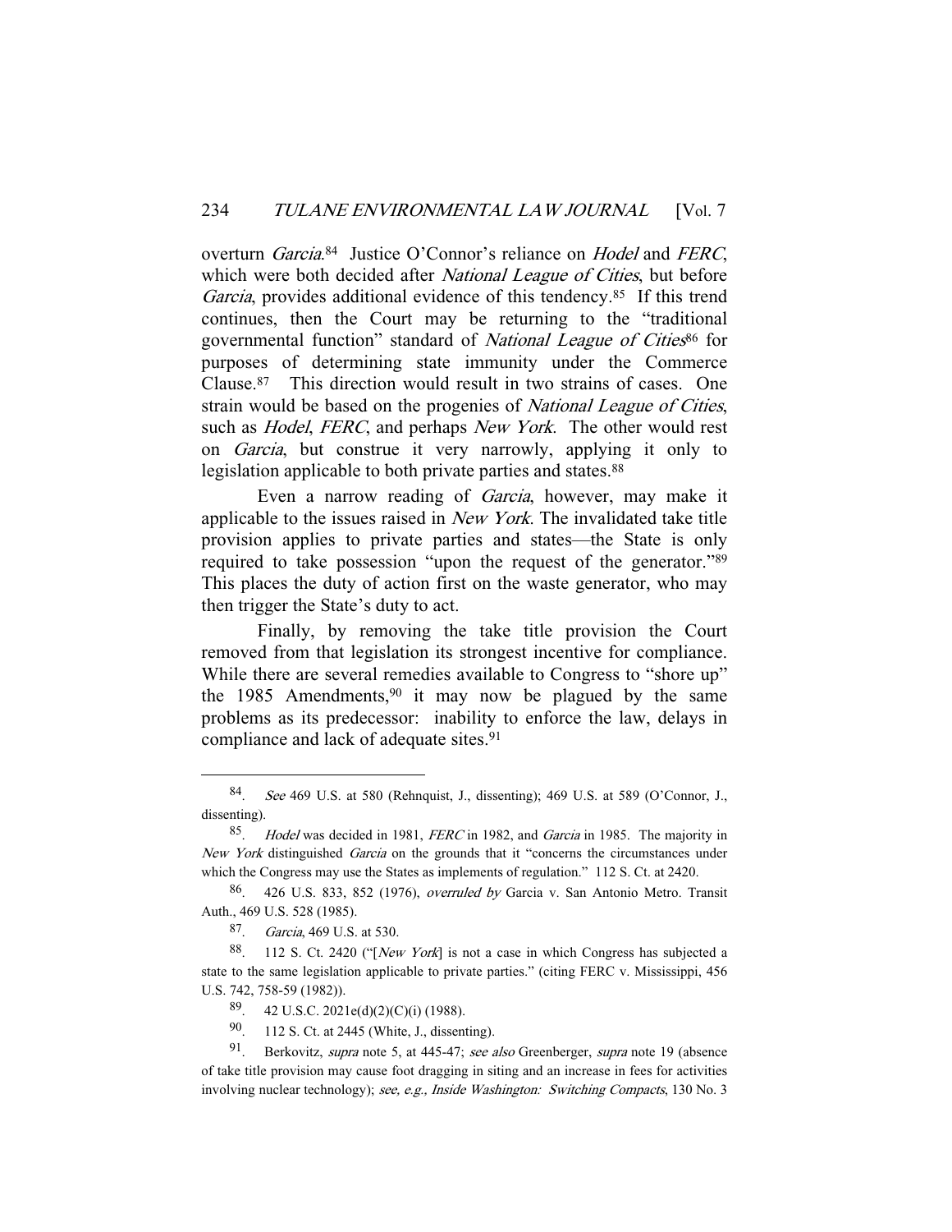overturn *Garcia*.[84] Justice O'Connor's reliance on *Hodel* and *FERC*, which were both decided after *National League of Cities*, but before *Garcia*, provides additional evidence of this tendency.[85] If this trend continues, then the Court may be returning to the "traditional governmental function" standard of *National League of Cities*[86] for purposes of determining state immunity under the Commerce Clause.[87] This direction would result in two strains of cases. One strain would be based on the progenies of *National League of Cities*, such as *Hodel*, *FERC*, and perhaps *New York*. The other would rest on *Garcia*, but construe it very narrowly, applying it only to legislation applicable to both private parties and states.[88]

Even a narrow reading of *Garcia*, however, may make it applicable to the issues raised in *New York*. The invalidated take title provision applies to private parties and states—the State is only required to take possession "upon the request of the generator."[89] This places the duty of action first on the waste generator, who may then trigger the State's duty to act.

Finally, by removing the take title provision the Court removed from that legislation its strongest incentive for compliance. While there are several remedies available to Congress to "shore up" the 1985 Amendments,[90] it may now be plagued by the same problems as its predecessor: inability to enforce the law, delays in compliance and lack of adequate sites.[91]

---

84. *See* 469 U.S. at 580 (Rehnquist, J., dissenting); 469 U.S. at 589 (O'Connor, J., dissenting).

85. *Hodel* was decided in 1981, *FERC* in 1982, and *Garcia* in 1985. The majority in *New York* distinguished *Garcia* on the grounds that it "concerns the circumstances under which the Congress may use the States as implements of regulation." 112 S. Ct. at 2420.

86. 426 U.S. 833, 852 (1976), *overruled by* Garcia v. San Antonio Metro. Transit Auth., 469 U.S. 528 (1985).

87. *Garcia*, 469 U.S. at 530.

88. 112 S. Ct. 2420 ("[*New York*] is not a case in which Congress has subjected a state to the same legislation applicable to private parties." (citing FERC v. Mississippi, 456 U.S. 742, 758-59 (1982)).

89. 42 U.S.C. 2021e(d)(2)(C)(i) (1988).

90. 112 S. Ct. at 2445 (White, J., dissenting).

91. Berkovitz, *supra* note 5, at 445-47; *see also* Greenberger, *supra* note 19 (absence of take title provision may cause foot dragging in siting and an increase in fees for activities involving nuclear technology); *see, e.g., Inside Washington: Switching Compacts*, 130 No. 3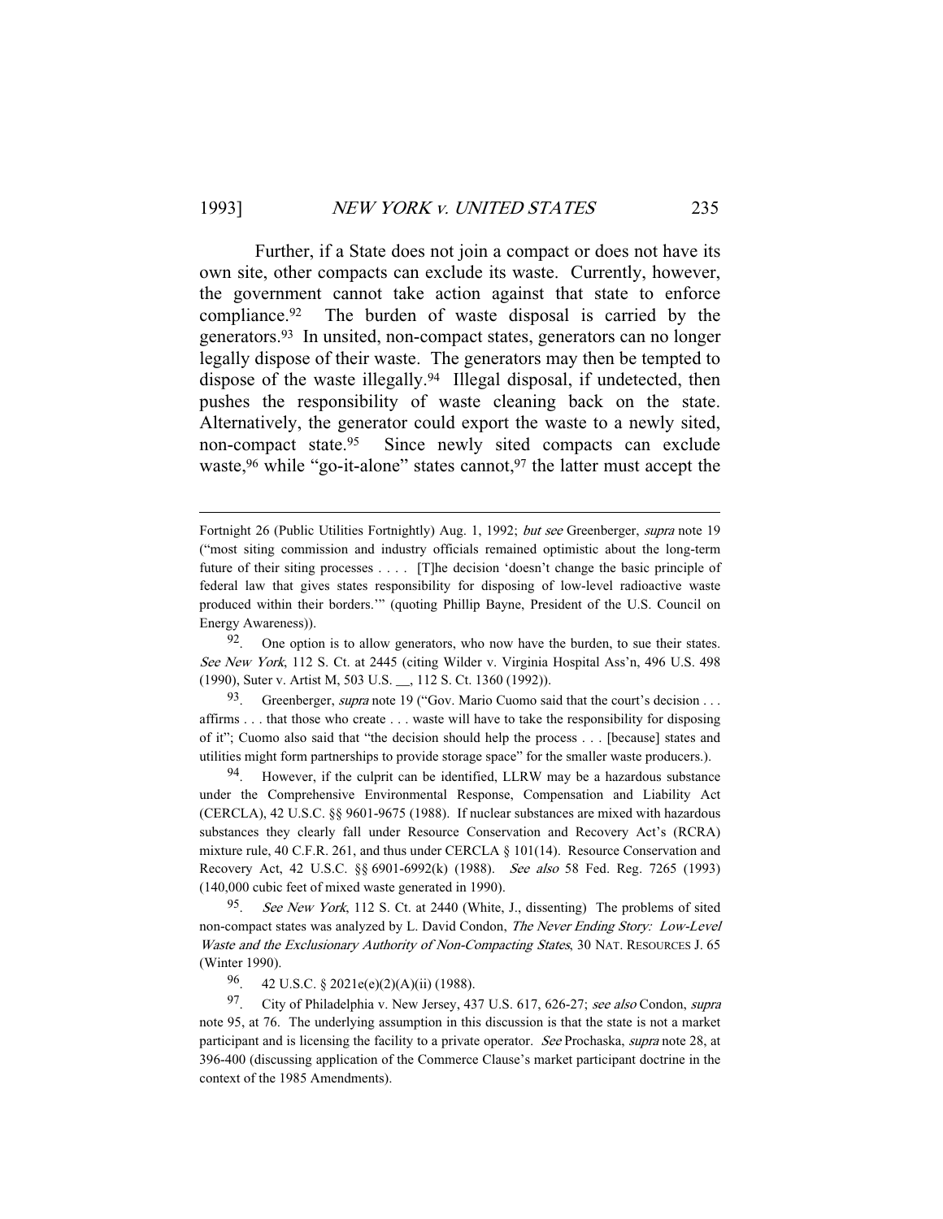Further, if a State does not join a compact or does not have its own site, other compacts can exclude its waste. Currently, however, the government cannot take action against that state to enforce compliance.[92] The burden of waste disposal is carried by the generators.[93] In unsited, non-compact states, generators can no longer legally dispose of their waste. The generators may then be tempted to dispose of the waste illegally.[94] Illegal disposal, if undetected, then pushes the responsibility of waste cleaning back on the state. Alternatively, the generator could export the waste to a newly sited, non-compact state.[95] Since newly sited compacts can exclude waste,[96] while "go-it-alone" states cannot,[97] the latter must accept the

---

Fortnight 26 (Public Utilities Fortnightly) Aug. 1, 1992; *but see* Greenberger, *supra* note 19 ("most siting commission and industry officials remained optimistic about the long-term future of their siting processes . . . . [T]he decision 'doesn't change the basic principle of federal law that gives states responsibility for disposing of low-level radioactive waste produced within their borders.'" (quoting Phillip Bayne, President of the U.S. Council on Energy Awareness)).

92. One option is to allow generators, who now have the burden, to sue their states. *See New York*, 112 S. Ct. at 2445 (citing Wilder v. Virginia Hospital Ass'n, 496 U.S. 498 (1990), Suter v. Artist M, 503 U.S. __, 112 S. Ct. 1360 (1992)).

93. Greenberger, *supra* note 19 ("Gov. Mario Cuomo said that the court's decision . . . affirms . . . that those who create . . . waste will have to take the responsibility for disposing of it"; Cuomo also said that "the decision should help the process . . . [because] states and utilities might form partnerships to provide storage space" for the smaller waste producers.).

94. However, if the culprit can be identified, LLRW may be a hazardous substance under the Comprehensive Environmental Response, Compensation and Liability Act (CERCLA), 42 U.S.C. §§ 9601-9675 (1988). If nuclear substances are mixed with hazardous substances they clearly fall under Resource Conservation and Recovery Act's (RCRA) mixture rule, 40 C.F.R. 261, and thus under CERCLA § 101(14). Resource Conservation and Recovery Act, 42 U.S.C. §§ 6901-6992(k) (1988). *See also* 58 Fed. Reg. 7265 (1993) (140,000 cubic feet of mixed waste generated in 1990).

95. *See New York*, 112 S. Ct. at 2440 (White, J., dissenting) The problems of sited non-compact states was analyzed by L. David Condon, *The Never Ending Story: Low-Level Waste and the Exclusionary Authority of Non-Compacting States*, 30 NAT. RESOURCES J. 65 (Winter 1990).

96. 42 U.S.C. § 2021e(e)(2)(A)(ii) (1988).

97. City of Philadelphia v. New Jersey, 437 U.S. 617, 626-27; *see also* Condon, *supra* note 95, at 76. The underlying assumption in this discussion is that the state is not a market participant and is licensing the facility to a private operator. *See* Prochaska, *supra* note 28, at 396-400 (discussing application of the Commerce Clause's market participant doctrine in the context of the 1985 Amendments).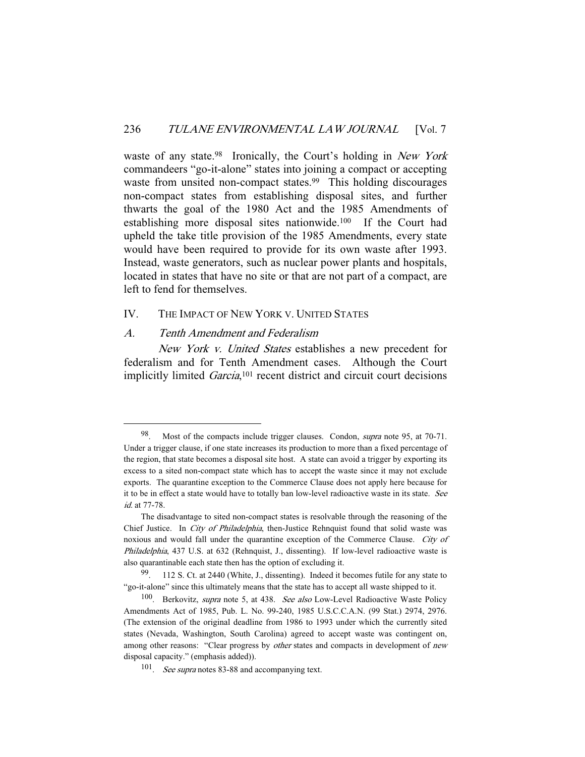waste of any state.[98] Ironically, the Court's holding in *New York* commandeers "go-it-alone" states into joining a compact or accepting waste from unsited non-compact states.[99] This holding discourages non-compact states from establishing disposal sites, and further thwarts the goal of the 1980 Act and the 1985 Amendments of establishing more disposal sites nationwide.[100] If the Court had upheld the take title provision of the 1985 Amendments, every state would have been required to provide for its own waste after 1993. Instead, waste generators, such as nuclear power plants and hospitals, located in states that have no site or that are not part of a compact, are left to fend for themselves.

## IV. THE IMPACT OF NEW YORK V. UNITED STATES

### A. *Tenth Amendment and Federalism*

*New York v. United States* establishes a new precedent for federalism and for Tenth Amendment cases. Although the Court implicitly limited *Garcia*,[101] recent district and circuit court decisions

---

98. Most of the compacts include trigger clauses. Condon, *supra* note 95, at 70-71. Under a trigger clause, if one state increases its production to more than a fixed percentage of the region, that state becomes a disposal site host. A state can avoid a trigger by exporting its excess to a sited non-compact state which has to accept the waste since it may not exclude exports. The quarantine exception to the Commerce Clause does not apply here because for it to be in effect a state would have to totally ban low-level radioactive waste in its state. *See id.* at 77-78.

The disadvantage to sited non-compact states is resolvable through the reasoning of the Chief Justice. In *City of Philadelphia*, then-Justice Rehnquist found that solid waste was noxious and would fall under the quarantine exception of the Commerce Clause. *City of Philadelphia*, 437 U.S. at 632 (Rehnquist, J., dissenting). If low-level radioactive waste is also quarantinable each state then has the option of excluding it.

99. 112 S. Ct. at 2440 (White, J., dissenting). Indeed it becomes futile for any state to "go-it-alone" since this ultimately means that the state has to accept all waste shipped to it.

100. Berkovitz, *supra* note 5, at 438. *See also* Low-Level Radioactive Waste Policy Amendments Act of 1985, Pub. L. No. 99-240, 1985 U.S.C.C.A.N. (99 Stat.) 2974, 2976. (The extension of the original deadline from 1986 to 1993 under which the currently sited states (Nevada, Washington, South Carolina) agreed to accept waste was contingent on, among other reasons: "Clear progress by *other* states and compacts in development of *new* disposal capacity." (emphasis added)).

101. *See supra* notes 83-88 and accompanying text.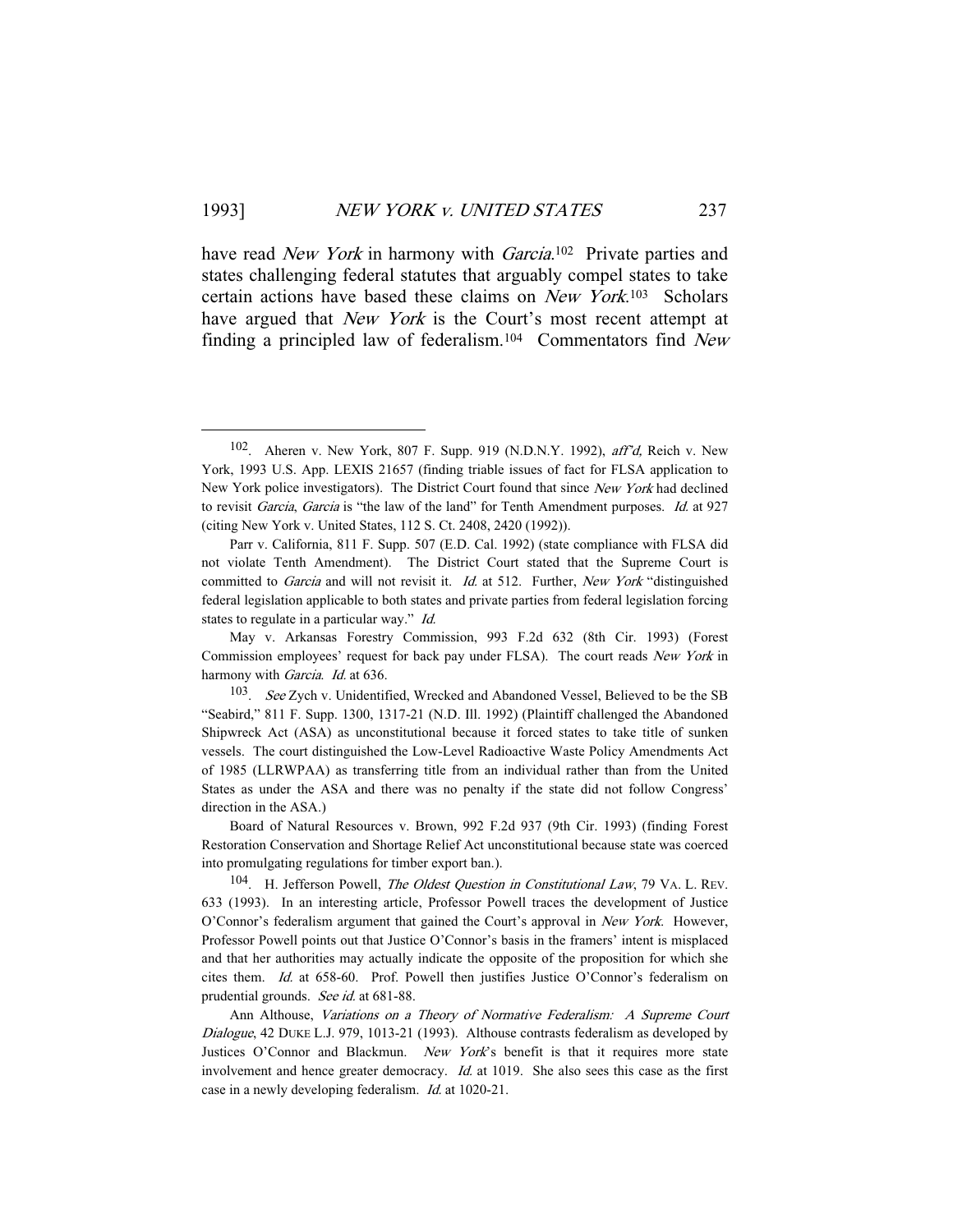have read *New York* in harmony with *Garcia*.[102] Private parties and states challenging federal statutes that arguably compel states to take certain actions have based these claims on *New York*.[103] Scholars have argued that *New York* is the Court's most recent attempt at finding a principled law of federalism.[104] Commentators find *New*

---

102. Aheren v. New York, 807 F. Supp. 919 (N.D.N.Y. 1992), *aff'd*, Reich v. New York, 1993 U.S. App. LEXIS 21657 (finding triable issues of fact for FLSA application to New York police investigators). The District Court found that since *New York* had declined to revisit *Garcia*, *Garcia* is "the law of the land" for Tenth Amendment purposes. *Id.* at 927 (citing New York v. United States, 112 S. Ct. 2408, 2420 (1992)).

Parr v. California, 811 F. Supp. 507 (E.D. Cal. 1992) (state compliance with FLSA did not violate Tenth Amendment). The District Court stated that the Supreme Court is committed to *Garcia* and will not revisit it. *Id.* at 512. Further, *New York* "distinguished federal legislation applicable to both states and private parties from federal legislation forcing states to regulate in a particular way." *Id.*

May v. Arkansas Forestry Commission, 993 F.2d 632 (8th Cir. 1993) (Forest Commission employees' request for back pay under FLSA). The court reads *New York* in harmony with *Garcia*. *Id.* at 636.

103. *See* Zych v. Unidentified, Wrecked and Abandoned Vessel, Believed to be the SB "Seabird," 811 F. Supp. 1300, 1317-21 (N.D. Ill. 1992) (Plaintiff challenged the Abandoned Shipwreck Act (ASA) as unconstitutional because it forced states to take title of sunken vessels. The court distinguished the Low-Level Radioactive Waste Policy Amendments Act of 1985 (LLRWPAA) as transferring title from an individual rather than from the United States as under the ASA and there was no penalty if the state did not follow Congress' direction in the ASA.)

Board of Natural Resources v. Brown, 992 F.2d 937 (9th Cir. 1993) (finding Forest Restoration Conservation and Shortage Relief Act unconstitutional because state was coerced into promulgating regulations for timber export ban.).

104. H. Jefferson Powell, *The Oldest Question in Constitutional Law*, 79 VA. L. REV. 633 (1993). In an interesting article, Professor Powell traces the development of Justice O'Connor's federalism argument that gained the Court's approval in *New York*. However, Professor Powell points out that Justice O'Connor's basis in the framers' intent is misplaced and that her authorities may actually indicate the opposite of the proposition for which she cites them. *Id.* at 658-60. Prof. Powell then justifies Justice O'Connor's federalism on prudential grounds. *See id.* at 681-88.

Ann Althouse, *Variations on a Theory of Normative Federalism: A Supreme Court Dialogue*, 42 DUKE L.J. 979, 1013-21 (1993). Althouse contrasts federalism as developed by Justices O'Connor and Blackmun. *New York*'s benefit is that it requires more state involvement and hence greater democracy. *Id.* at 1019. She also sees this case as the first case in a newly developing federalism. *Id.* at 1020-21.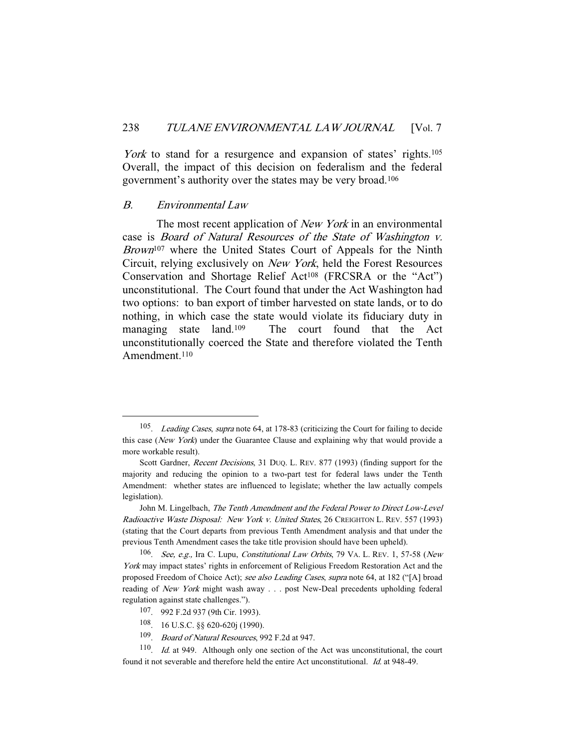*York* to stand for a resurgence and expansion of states' rights.[105] Overall, the impact of this decision on federalism and the federal government's authority over the states may be very broad.[106]

### *B. Environmental Law*

The most recent application of *New York* in an environmental case is *Board of Natural Resources of the State of Washington v. Brown*[107] where the United States Court of Appeals for the Ninth Circuit, relying exclusively on *New York*, held the Forest Resources Conservation and Shortage Relief Act[108] (FRCSRA or the "Act") unconstitutional. The Court found that under the Act Washington had two options: to ban export of timber harvested on state lands, or to do nothing, in which case the state would violate its fiduciary duty in managing state land.[109] The court found that the Act unconstitutionally coerced the State and therefore violated the Tenth Amendment.[110]

---

105. *Leading Cases*, *supra* note 64, at 178-83 (criticizing the Court for failing to decide this case (*New York*) under the Guarantee Clause and explaining why that would provide a more workable result).

Scott Gardner, *Recent Decisions*, 31 DUQ. L. REV. 877 (1993) (finding support for the majority and reducing the opinion to a two-part test for federal laws under the Tenth Amendment: whether states are influenced to legislate; whether the law actually compels legislation).

John M. Lingelbach, *The Tenth Amendment and the Federal Power to Direct Low-Level Radioactive Waste Disposal: New York v. United States*, 26 CREIGHTON L. REV. 557 (1993) (stating that the Court departs from previous Tenth Amendment analysis and that under the previous Tenth Amendment cases the take title provision should have been upheld).

106. *See, e.g.,* Ira C. Lupu, *Constitutional Law Orbits*, 79 VA. L. REV. 1, 57-58 (*New York* may impact states' rights in enforcement of Religious Freedom Restoration Act and the proposed Freedom of Choice Act); *see also Leading Cases*, *supra* note 64, at 182 ("[A] broad reading of *New York* might wash away . . . post New-Deal precedents upholding federal regulation against state challenges.").

107. 992 F.2d 937 (9th Cir. 1993).

108. 16 U.S.C. §§ 620-620j (1990).

109. *Board of Natural Resources*, 992 F.2d at 947.

110. *Id.* at 949. Although only one section of the Act was unconstitutional, the court found it not severable and therefore held the entire Act unconstitutional. *Id.* at 948-49.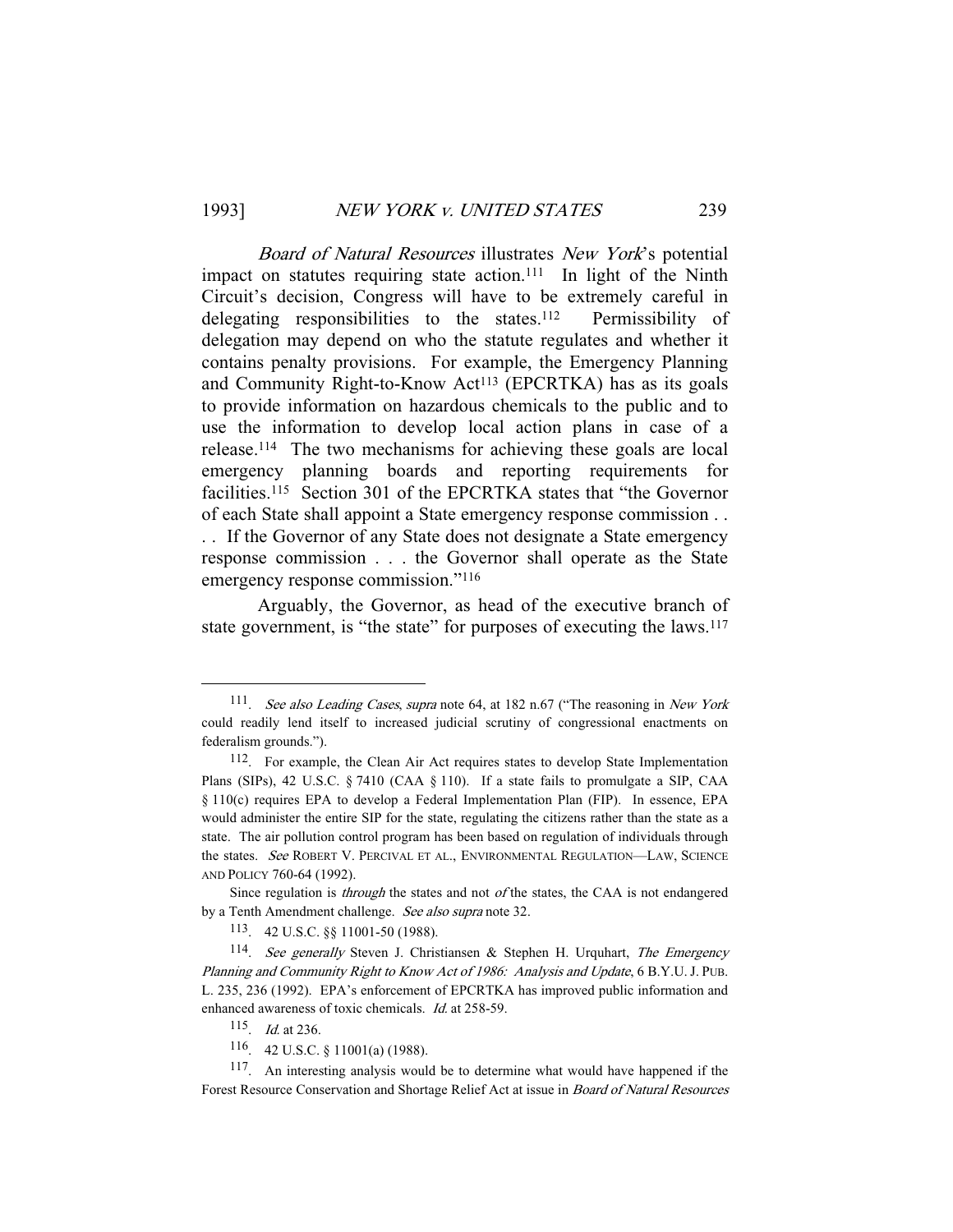*Board of Natural Resources* illustrates *New York*'s potential impact on statutes requiring state action.[111] In light of the Ninth Circuit's decision, Congress will have to be extremely careful in delegating responsibilities to the states.[112] Permissibility of delegation may depend on who the statute regulates and whether it contains penalty provisions. For example, the Emergency Planning and Community Right-to-Know Act[113] (EPCRTKA) has as its goals to provide information on hazardous chemicals to the public and to use the information to develop local action plans in case of a release.[114] The two mechanisms for achieving these goals are local emergency planning boards and reporting requirements for facilities.[115] Section 301 of the EPCRTKA states that "the Governor of each State shall appoint a State emergency response commission . . . . If the Governor of any State does not designate a State emergency response commission . . . the Governor shall operate as the State emergency response commission."[116]

Arguably, the Governor, as head of the executive branch of state government, is "the state" for purposes of executing the laws.[117]

---

111. *See also Leading Cases*, *supra* note 64, at 182 n.67 ("The reasoning in *New York* could readily lend itself to increased judicial scrutiny of congressional enactments on federalism grounds.").

112. For example, the Clean Air Act requires states to develop State Implementation Plans (SIPs), 42 U.S.C. § 7410 (CAA § 110). If a state fails to promulgate a SIP, CAA § 110(c) requires EPA to develop a Federal Implementation Plan (FIP). In essence, EPA would administer the entire SIP for the state, regulating the citizens rather than the state as a state. The air pollution control program has been based on regulation of individuals through the states. *See* ROBERT V. PERCIVAL ET AL., ENVIRONMENTAL REGULATION—LAW, SCIENCE AND POLICY 760-64 (1992).

Since regulation is *through* the states and not *of* the states, the CAA is not endangered by a Tenth Amendment challenge. *See also supra* note 32.

113. 42 U.S.C. §§ 11001-50 (1988).

114. *See generally* Steven J. Christiansen & Stephen H. Urquhart, *The Emergency Planning and Community Right to Know Act of 1986: Analysis and Update*, 6 B.Y.U. J. PUB. L. 235, 236 (1992). EPA's enforcement of EPCRTKA has improved public information and enhanced awareness of toxic chemicals. *Id.* at 258-59.

115. *Id.* at 236.

116. 42 U.S.C. § 11001(a) (1988).

117. An interesting analysis would be to determine what would have happened if the Forest Resource Conservation and Shortage Relief Act at issue in *Board of Natural Resources*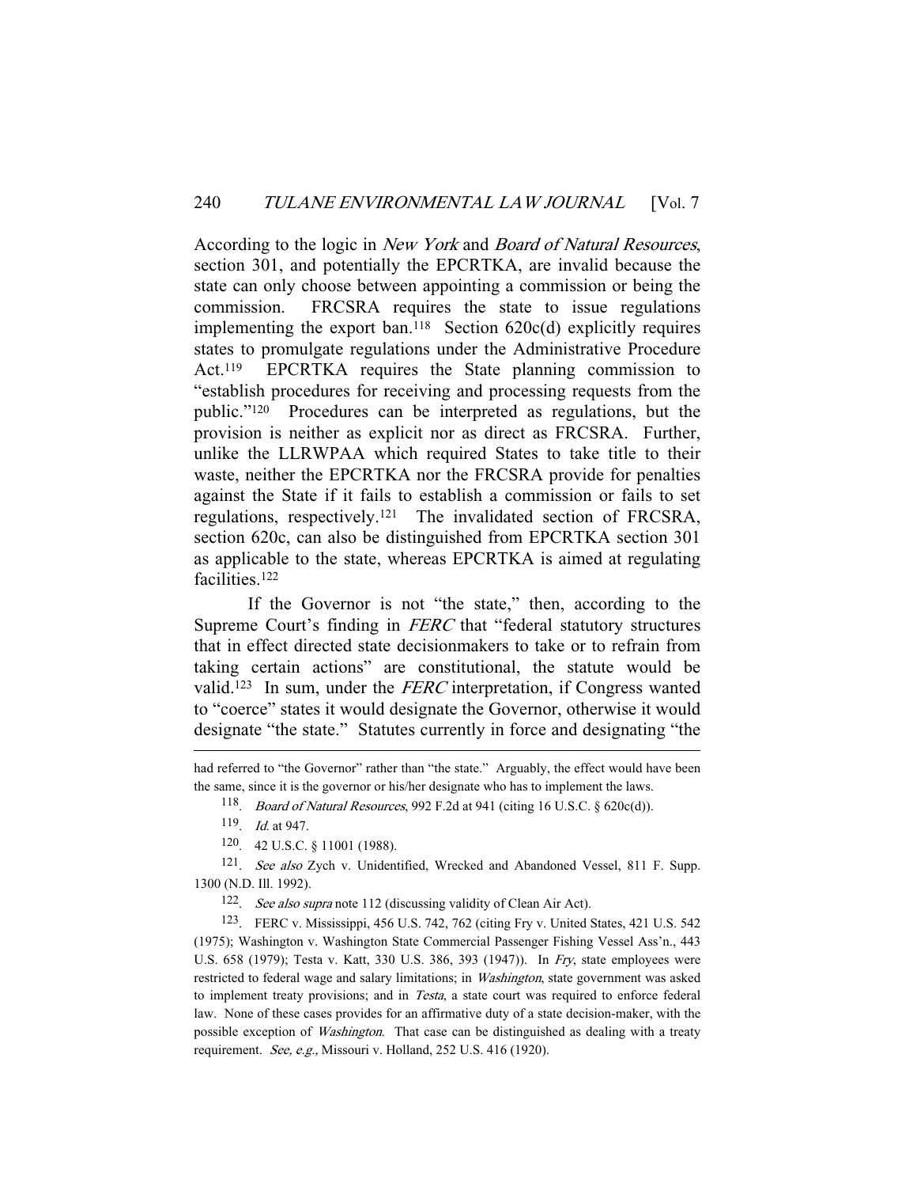According to the logic in *New York* and *Board of Natural Resources*, section 301, and potentially the EPCRTKA, are invalid because the state can only choose between appointing a commission or being the commission. FRCSRA requires the state to issue regulations implementing the export ban.[118] Section 620c(d) explicitly requires states to promulgate regulations under the Administrative Procedure Act.[119] EPCRTKA requires the State planning commission to "establish procedures for receiving and processing requests from the public."[120] Procedures can be interpreted as regulations, but the provision is neither as explicit nor as direct as FRCSRA. Further, unlike the LLRWPAA which required States to take title to their waste, neither the EPCRTKA nor the FRCSRA provide for penalties against the State if it fails to establish a commission or fails to set regulations, respectively.[121] The invalidated section of FRCSRA, section 620c, can also be distinguished from EPCRTKA section 301 as applicable to the state, whereas EPCRTKA is aimed at regulating facilities.[122]

If the Governor is not "the state," then, according to the Supreme Court's finding in *FERC* that "federal statutory structures that in effect directed state decisionmakers to take or to refrain from taking certain actions" are constitutional, the statute would be valid.[123] In sum, under the *FERC* interpretation, if Congress wanted to "coerce" states it would designate the Governor, otherwise it would designate "the state." Statutes currently in force and designating "the

---

had referred to "the Governor" rather than "the state." Arguably, the effect would have been the same, since it is the governor or his/her designate who has to implement the laws.

118. *Board of Natural Resources*, 992 F.2d at 941 (citing 16 U.S.C. § 620c(d)).

119. *Id.* at 947.

120. 42 U.S.C. § 11001 (1988).

121. *See also* Zych v. Unidentified, Wrecked and Abandoned Vessel, 811 F. Supp. 1300 (N.D. Ill. 1992).

122. *See also supra* note 112 (discussing validity of Clean Air Act).

123. FERC v. Mississippi, 456 U.S. 742, 762 (citing Fry v. United States, 421 U.S. 542 (1975); Washington v. Washington State Commercial Passenger Fishing Vessel Ass'n., 443 U.S. 658 (1979); Testa v. Katt, 330 U.S. 386, 393 (1947)). In *Fry*, state employees were restricted to federal wage and salary limitations; in *Washington*, state government was asked to implement treaty provisions; and in *Testa*, a state court was required to enforce federal law. None of these cases provides for an affirmative duty of a state decision-maker, with the possible exception of *Washington*. That case can be distinguished as dealing with a treaty requirement. *See, e.g.,* Missouri v. Holland, 252 U.S. 416 (1920).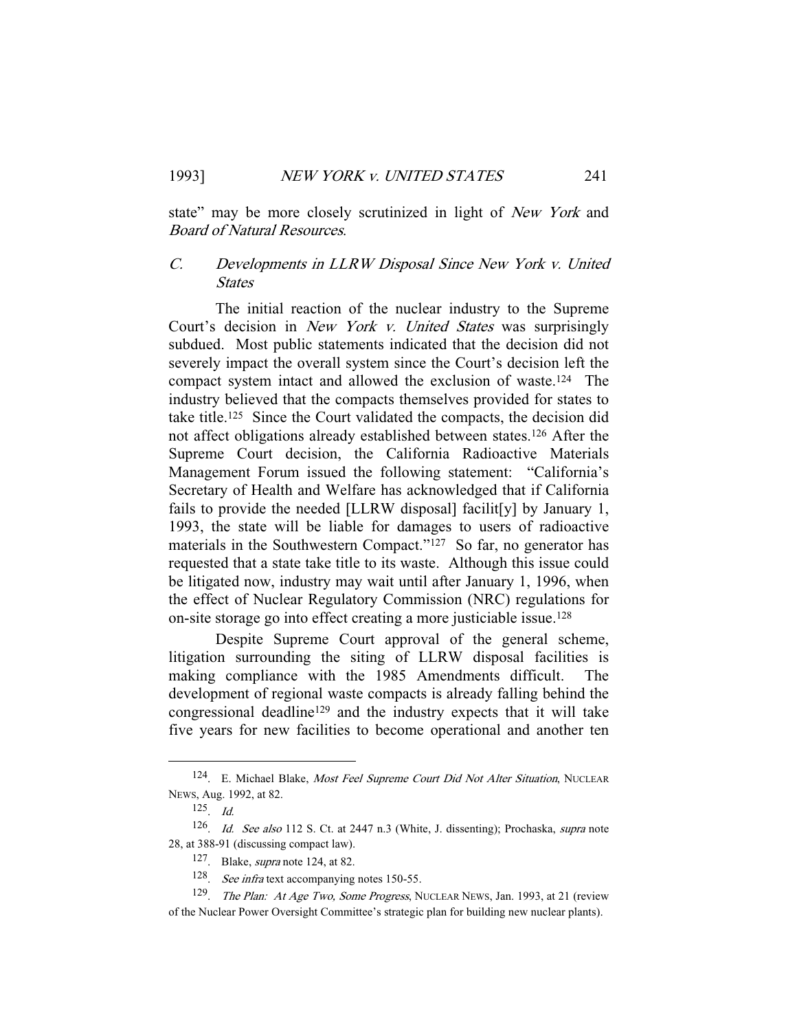state" may be more closely scrutinized in light of *New York* and *Board of Natural Resources*.

### C. Developments in LLRW Disposal Since New York v. United States

The initial reaction of the nuclear industry to the Supreme Court's decision in *New York v. United States* was surprisingly subdued. Most public statements indicated that the decision did not severely impact the overall system since the Court's decision left the compact system intact and allowed the exclusion of waste.[124] The industry believed that the compacts themselves provided for states to take title.[125] Since the Court validated the compacts, the decision did not affect obligations already established between states.[126] After the Supreme Court decision, the California Radioactive Materials Management Forum issued the following statement: "California's Secretary of Health and Welfare has acknowledged that if California fails to provide the needed [LLRW disposal] facilit[y] by January 1, 1993, the state will be liable for damages to users of radioactive materials in the Southwestern Compact."[127] So far, no generator has requested that a state take title to its waste. Although this issue could be litigated now, industry may wait until after January 1, 1996, when the effect of Nuclear Regulatory Commission (NRC) regulations for on-site storage go into effect creating a more justiciable issue.[128]

Despite Supreme Court approval of the general scheme, litigation surrounding the siting of LLRW disposal facilities is making compliance with the 1985 Amendments difficult. The development of regional waste compacts is already falling behind the congressional deadline[129] and the industry expects that it will take five years for new facilities to become operational and another ten

---

124. E. Michael Blake, *Most Feel Supreme Court Did Not Alter Situation*, NUCLEAR NEWS, Aug. 1992, at 82.

125. *Id.*

126. *Id. See also* 112 S. Ct. at 2447 n.3 (White, J. dissenting); Prochaska, *supra* note 28, at 388-91 (discussing compact law).

127. Blake, *supra* note 124, at 82.

128. *See infra* text accompanying notes 150-55.

129. *The Plan: At Age Two, Some Progress*, NUCLEAR NEWS, Jan. 1993, at 21 (review of the Nuclear Power Oversight Committee's strategic plan for building new nuclear plants).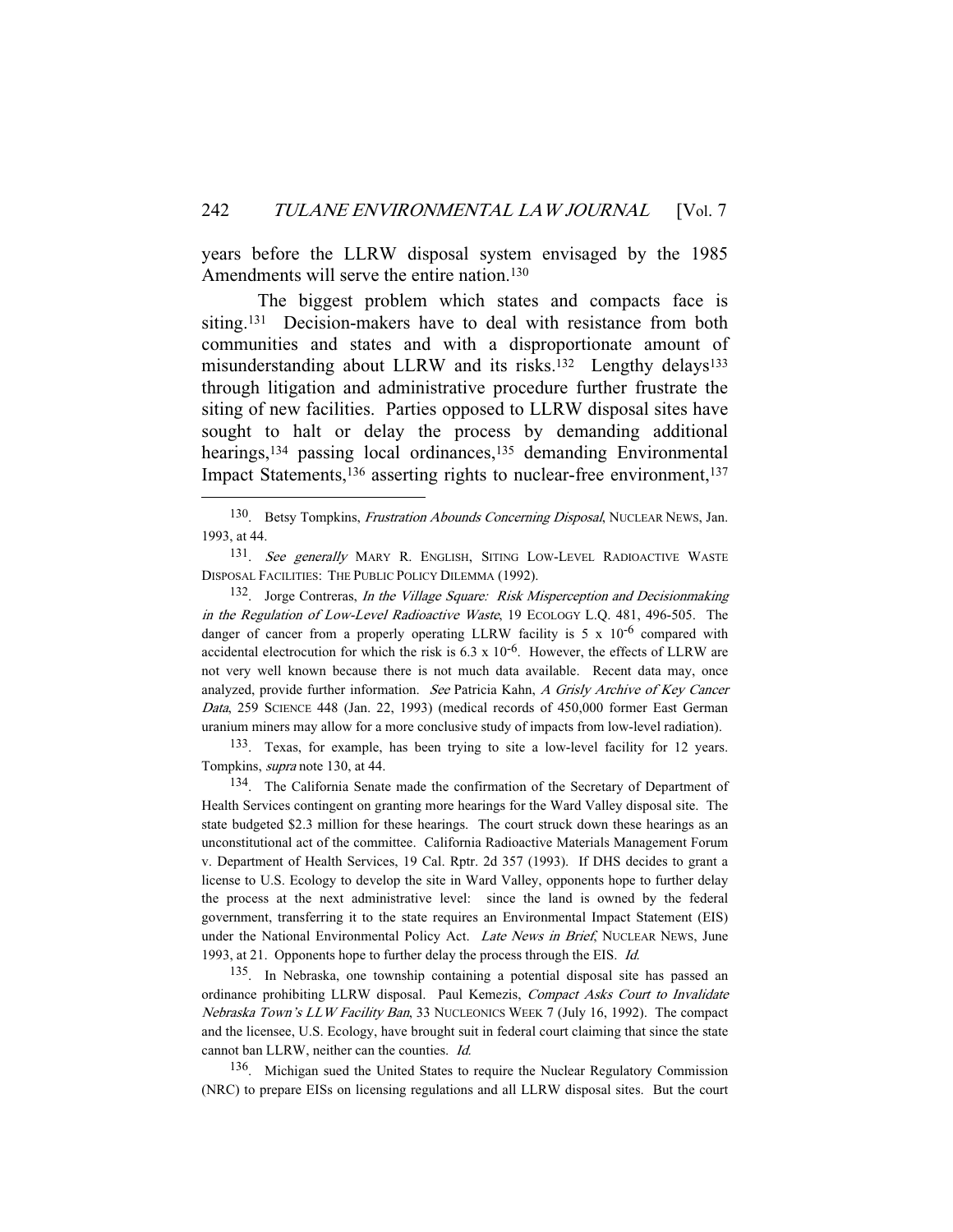years before the LLRW disposal system envisaged by the 1985 Amendments will serve the entire nation.[130]

The biggest problem which states and compacts face is siting.[131] Decision-makers have to deal with resistance from both communities and states and with a disproportionate amount of misunderstanding about LLRW and its risks.[132] Lengthy delays[133] through litigation and administrative procedure further frustrate the siting of new facilities. Parties opposed to LLRW disposal sites have sought to halt or delay the process by demanding additional hearings,[134] passing local ordinances,[135] demanding Environmental Impact Statements,[136] asserting rights to nuclear-free environment,[137]

---

130. Betsy Tompkins, *Frustration Abounds Concerning Disposal*, NUCLEAR NEWS, Jan. 1993, at 44.

131. *See generally* MARY R. ENGLISH, SITING LOW-LEVEL RADIOACTIVE WASTE DISPOSAL FACILITIES: THE PUBLIC POLICY DILEMMA (1992).

132. Jorge Contreras, *In the Village Square: Risk Misperception and Decisionmaking in the Regulation of Low-Level Radioactive Waste*, 19 ECOLOGY L.Q. 481, 496-505. The danger of cancer from a properly operating LLRW facility is $5 \times 10^{-6}$ compared with accidental electrocution for which the risk is $6.3 \times 10^{-6}$. However, the effects of LLRW are not very well known because there is not much data available. Recent data may, once analyzed, provide further information. *See* Patricia Kahn, *A Grisly Archive of Key Cancer Data*, 259 SCIENCE 448 (Jan. 22, 1993) (medical records of 450,000 former East German uranium miners may allow for a more conclusive study of impacts from low-level radiation).

133. Texas, for example, has been trying to site a low-level facility for 12 years. Tompkins, *supra* note 130, at 44.

134. The California Senate made the confirmation of the Secretary of Department of Health Services contingent on granting more hearings for the Ward Valley disposal site. The state budgeted $2.3 million for these hearings. The court struck down these hearings as an unconstitutional act of the committee. California Radioactive Materials Management Forum v. Department of Health Services, 19 Cal. Rptr. 2d 357 (1993). If DHS decides to grant a license to U.S. Ecology to develop the site in Ward Valley, opponents hope to further delay the process at the next administrative level: since the land is owned by the federal government, transferring it to the state requires an Environmental Impact Statement (EIS) under the National Environmental Policy Act. *Late News in Brief*, NUCLEAR NEWS, June 1993, at 21. Opponents hope to further delay the process through the EIS. *Id.*

135. In Nebraska, one township containing a potential disposal site has passed an ordinance prohibiting LLRW disposal. Paul Kemezis, *Compact Asks Court to Invalidate Nebraska Town's LLW Facility Ban*, 33 NUCLEONICS WEEK 7 (July 16, 1992). The compact and the licensee, U.S. Ecology, have brought suit in federal court claiming that since the state cannot ban LLRW, neither can the counties. *Id.*

136. Michigan sued the United States to require the Nuclear Regulatory Commission (NRC) to prepare EISs on licensing regulations and all LLRW disposal sites. But the court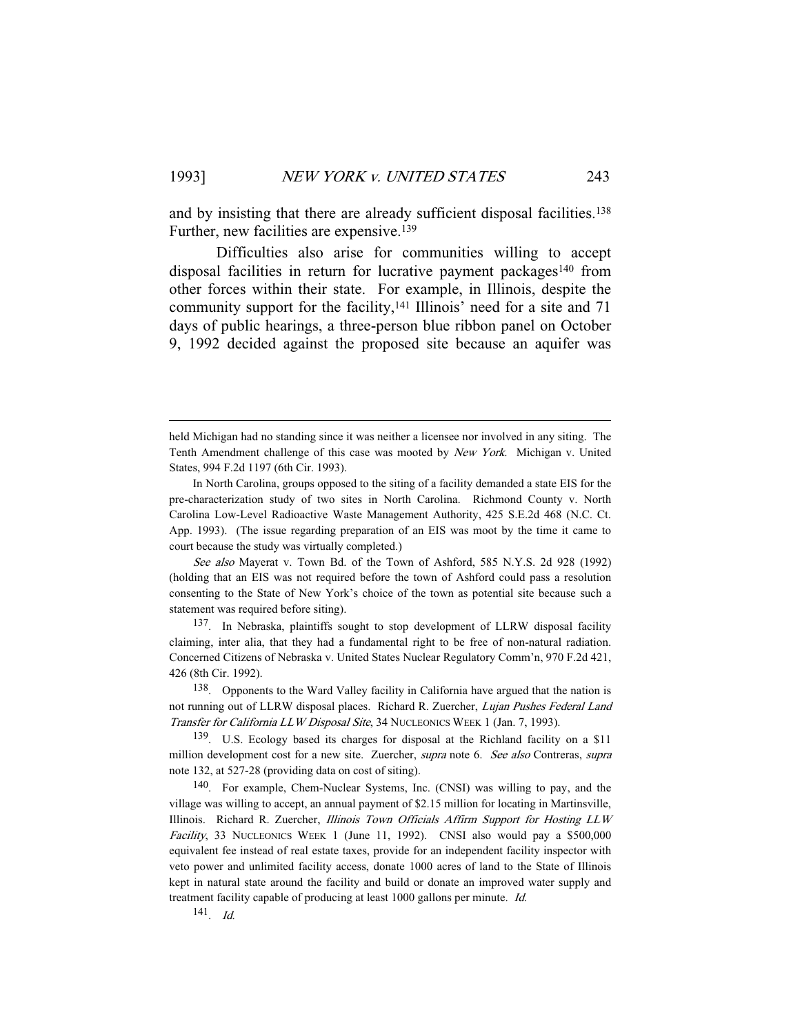and by insisting that there are already sufficient disposal facilities.[138] Further, new facilities are expensive.[139]

Difficulties also arise for communities willing to accept disposal facilities in return for lucrative payment packages[140] from other forces within their state. For example, in Illinois, despite the community support for the facility,[141] Illinois' need for a site and 71 days of public hearings, a three-person blue ribbon panel on October 9, 1992 decided against the proposed site because an aquifer was

---

held Michigan had no standing since it was neither a licensee nor involved in any siting. The Tenth Amendment challenge of this case was mooted by *New York*. Michigan v. United States, 994 F.2d 1197 (6th Cir. 1993).

In North Carolina, groups opposed to the siting of a facility demanded a state EIS for the pre-characterization study of two sites in North Carolina. Richmond County v. North Carolina Low-Level Radioactive Waste Management Authority, 425 S.E.2d 468 (N.C. Ct. App. 1993). (The issue regarding preparation of an EIS was moot by the time it came to court because the study was virtually completed.)

*See also* Mayerat v. Town Bd. of the Town of Ashford, 585 N.Y.S. 2d 928 (1992) (holding that an EIS was not required before the town of Ashford could pass a resolution consenting to the State of New York's choice of the town as potential site because such a statement was required before siting).

137. In Nebraska, plaintiffs sought to stop development of LLRW disposal facility claiming, inter alia, that they had a fundamental right to be free of non-natural radiation. Concerned Citizens of Nebraska v. United States Nuclear Regulatory Comm'n, 970 F.2d 421, 426 (8th Cir. 1992).

138. Opponents to the Ward Valley facility in California have argued that the nation is not running out of LLRW disposal places. Richard R. Zuercher, *Lujan Pushes Federal Land Transfer for California LLW Disposal Site*, 34 NUCLEONICS WEEK 1 (Jan. 7, 1993).

139. U.S. Ecology based its charges for disposal at the Richland facility on a $11 million development cost for a new site. Zuercher, *supra* note 6. *See also* Contreras, *supra* note 132, at 527-28 (providing data on cost of siting).

140. For example, Chem-Nuclear Systems, Inc. (CNSI) was willing to pay, and the village was willing to accept, an annual payment of $2.15 million for locating in Martinsville, Illinois. Richard R. Zuercher, *Illinois Town Officials Affirm Support for Hosting LLW Facility*, 33 NUCLEONICS WEEK 1 (June 11, 1992). CNSI also would pay a $500,000 equivalent fee instead of real estate taxes, provide for an independent facility inspector with veto power and unlimited facility access, donate 1000 acres of land to the State of Illinois kept in natural state around the facility and build or donate an improved water supply and treatment facility capable of producing at least 1000 gallons per minute. *Id.*

141. *Id.*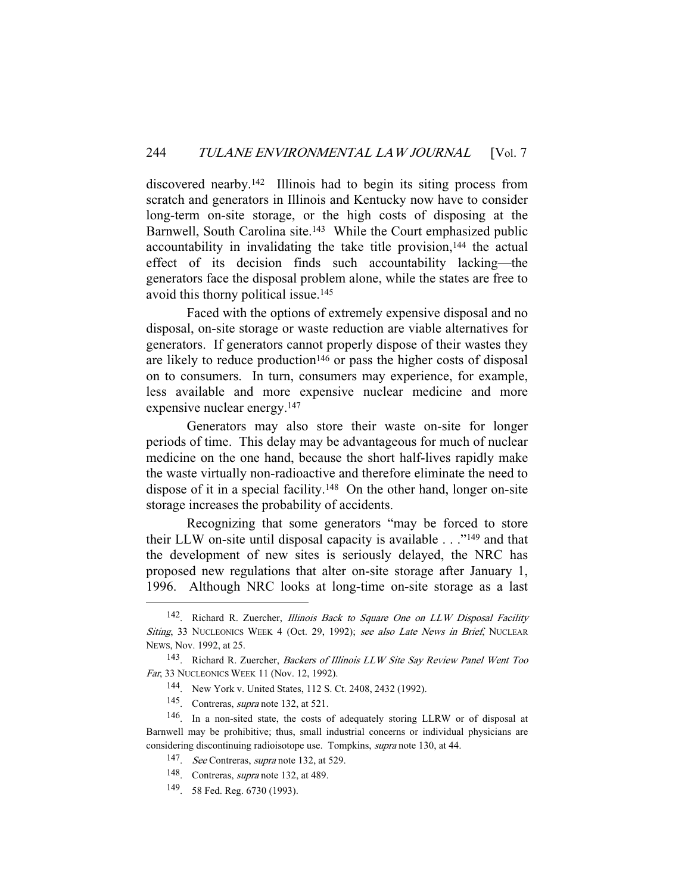discovered nearby.[142] Illinois had to begin its siting process from scratch and generators in Illinois and Kentucky now have to consider long-term on-site storage, or the high costs of disposing at the Barnwell, South Carolina site.[143] While the Court emphasized public accountability in invalidating the take title provision,[144] the actual effect of its decision finds such accountability lacking—the generators face the disposal problem alone, while the states are free to avoid this thorny political issue.[145]

Faced with the options of extremely expensive disposal and no disposal, on-site storage or waste reduction are viable alternatives for generators. If generators cannot properly dispose of their wastes they are likely to reduce production[146] or pass the higher costs of disposal on to consumers. In turn, consumers may experience, for example, less available and more expensive nuclear medicine and more expensive nuclear energy.[147]

Generators may also store their waste on-site for longer periods of time. This delay may be advantageous for much of nuclear medicine on the one hand, because the short half-lives rapidly make the waste virtually non-radioactive and therefore eliminate the need to dispose of it in a special facility.[148] On the other hand, longer on-site storage increases the probability of accidents.

Recognizing that some generators "may be forced to store their LLW on-site until disposal capacity is available . . ."[149] and that the development of new sites is seriously delayed, the NRC has proposed new regulations that alter on-site storage after January 1, 1996. Although NRC looks at long-time on-site storage as a last

---

142. Richard R. Zuercher, *Illinois Back to Square One on LLW Disposal Facility Siting*, 33 NUCLEONICS WEEK 4 (Oct. 29, 1992); *see also Late News in Brief*, NUCLEAR NEWS, Nov. 1992, at 25.

143. Richard R. Zuercher, *Backers of Illinois LLW Site Say Review Panel Went Too Far*, 33 NUCLEONICS WEEK 11 (Nov. 12, 1992).

144. New York v. United States, 112 S. Ct. 2408, 2432 (1992).

145. Contreras, *supra* note 132, at 521.

146. In a non-sited state, the costs of adequately storing LLRW or of disposal at Barnwell may be prohibitive; thus, small industrial concerns or individual physicians are considering discontinuing radioisotope use. Tompkins, *supra* note 130, at 44.

147. *See* Contreras, *supra* note 132, at 529.

148. Contreras, *supra* note 132, at 489.

149. 58 Fed. Reg. 6730 (1993).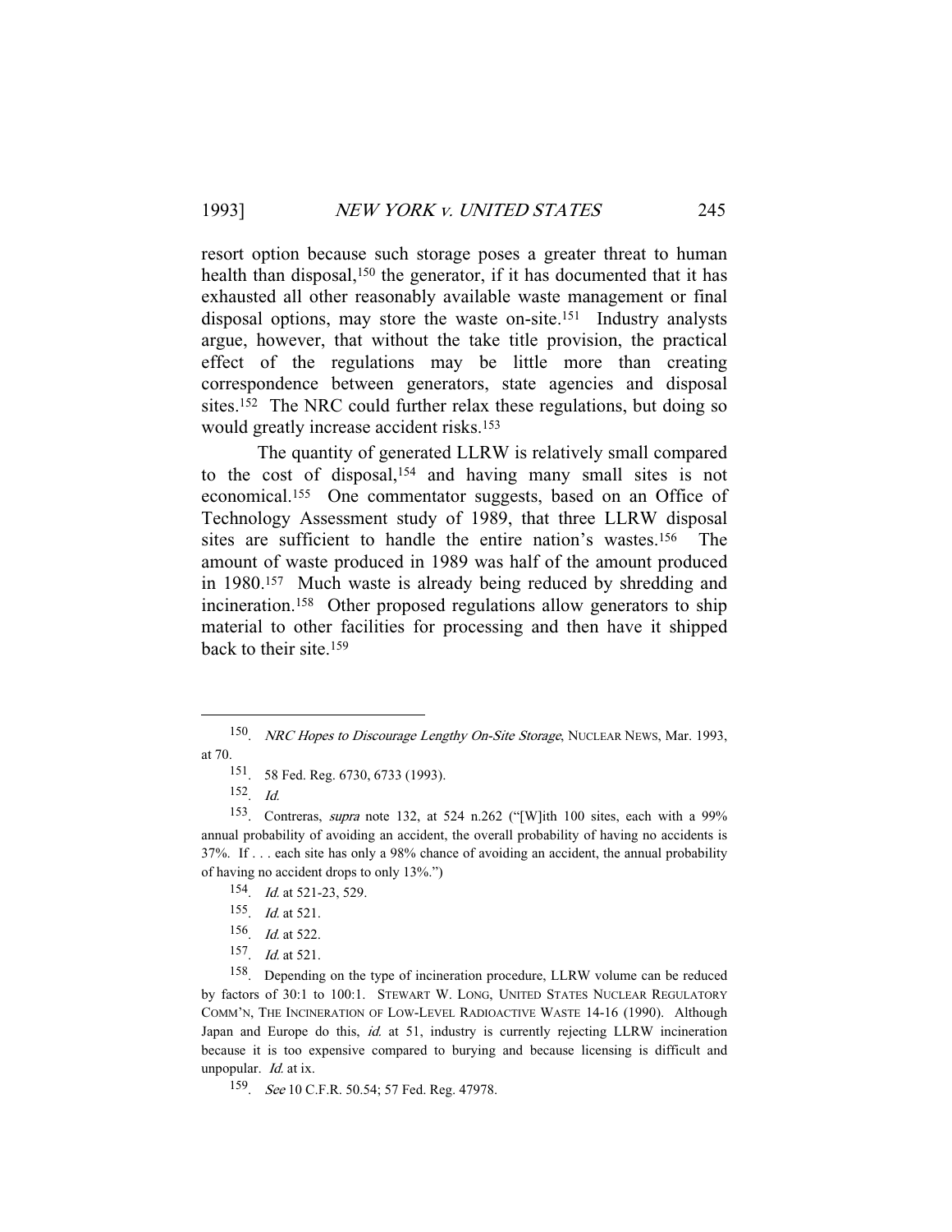resort option because such storage poses a greater threat to human health than disposal,[150] the generator, if it has documented that it has exhausted all other reasonably available waste management or final disposal options, may store the waste on-site.[151] Industry analysts argue, however, that without the take title provision, the practical effect of the regulations may be little more than creating correspondence between generators, state agencies and disposal sites.[152] The NRC could further relax these regulations, but doing so would greatly increase accident risks.[153]

The quantity of generated LLRW is relatively small compared to the cost of disposal,[154] and having many small sites is not economical.[155] One commentator suggests, based on an Office of Technology Assessment study of 1989, that three LLRW disposal sites are sufficient to handle the entire nation's wastes.[156] The amount of waste produced in 1989 was half of the amount produced in 1980.[157] Much waste is already being reduced by shredding and incineration.[158] Other proposed regulations allow generators to ship material to other facilities for processing and then have it shipped back to their site.[159]

---

150. *NRC Hopes to Discourage Lengthy On-Site Storage*, NUCLEAR NEWS, Mar. 1993, at 70.

151. 58 Fed. Reg. 6730, 6733 (1993).

152. *Id.*

153. Contreras, *supra* note 132, at 524 n.262 ("[W]ith 100 sites, each with a 99% annual probability of avoiding an accident, the overall probability of having no accidents is 37%. If . . . each site has only a 98% chance of avoiding an accident, the annual probability of having no accident drops to only 13%.")

154. *Id.* at 521-23, 529.

155. *Id.* at 521.

156. *Id.* at 522.

157. *Id.* at 521.

158. Depending on the type of incineration procedure, LLRW volume can be reduced by factors of 30:1 to 100:1. STEWART W. LONG, UNITED STATES NUCLEAR REGULATORY COMM'N, THE INCINERATION OF LOW-LEVEL RADIOACTIVE WASTE 14-16 (1990). Although Japan and Europe do this, *id.* at 51, industry is currently rejecting LLRW incineration because it is too expensive compared to burying and because licensing is difficult and unpopular. *Id.* at ix.

159. *See* 10 C.F.R. 50.54; 57 Fed. Reg. 47978.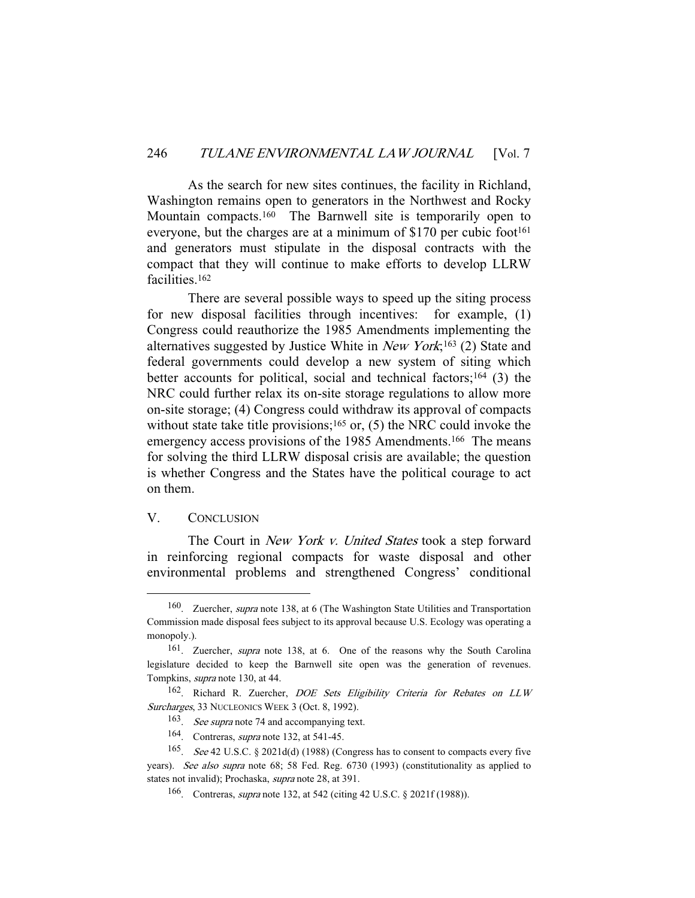As the search for new sites continues, the facility in Richland, Washington remains open to generators in the Northwest and Rocky Mountain compacts.[160] The Barnwell site is temporarily open to everyone, but the charges are at a minimum of $170 per cubic foot[161] and generators must stipulate in the disposal contracts with the compact that they will continue to make efforts to develop LLRW facilities.[162]

There are several possible ways to speed up the siting process for new disposal facilities through incentives: for example, (1) Congress could reauthorize the 1985 Amendments implementing the alternatives suggested by Justice White in *New York*;[163] (2) State and federal governments could develop a new system of siting which better accounts for political, social and technical factors;[164] (3) the NRC could further relax its on-site storage regulations to allow more on-site storage; (4) Congress could withdraw its approval of compacts without state take title provisions;[165] or, (5) the NRC could invoke the emergency access provisions of the 1985 Amendments.[166] The means for solving the third LLRW disposal crisis are available; the question is whether Congress and the States have the political courage to act on them.

## V. CONCLUSION

The Court in *New York v. United States* took a step forward in reinforcing regional compacts for waste disposal and other environmental problems and strengthened Congress' conditional

---

160. Zuercher, *supra* note 138, at 6 (The Washington State Utilities and Transportation Commission made disposal fees subject to its approval because U.S. Ecology was operating a monopoly.).

161. Zuercher, *supra* note 138, at 6. One of the reasons why the South Carolina legislature decided to keep the Barnwell site open was the generation of revenues. Tompkins, *supra* note 130, at 44.

162. Richard R. Zuercher, *DOE Sets Eligibility Criteria for Rebates on LLW Surcharges*, 33 NUCLEONICS WEEK 3 (Oct. 8, 1992).

163. *See supra* note 74 and accompanying text.

164. Contreras, *supra* note 132, at 541-45.

165. *See* 42 U.S.C. § 2021d(d) (1988) (Congress has to consent to compacts every five years). *See also supra* note 68; 58 Fed. Reg. 6730 (1993) (constitutionality as applied to states not invalid); Prochaska, *supra* note 28, at 391.

166. Contreras, *supra* note 132, at 542 (citing 42 U.S.C. § 2021f (1988)).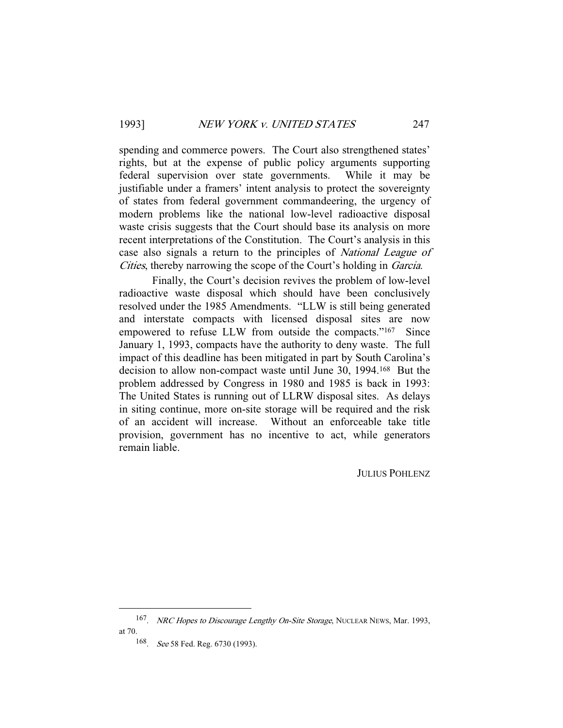spending and commerce powers. The Court also strengthened states' rights, but at the expense of public policy arguments supporting federal supervision over state governments. While it may be justifiable under a framers' intent analysis to protect the sovereignty of states from federal government commandeering, the urgency of modern problems like the national low-level radioactive disposal waste crisis suggests that the Court should base its analysis on more recent interpretations of the Constitution. The Court's analysis in this case also signals a return to the principles of *National League of Cities*, thereby narrowing the scope of the Court's holding in *Garcia*.

Finally, the Court's decision revives the problem of low-level radioactive waste disposal which should have been conclusively resolved under the 1985 Amendments. "LLW is still being generated and interstate compacts with licensed disposal sites are now empowered to refuse LLW from outside the compacts."[167] Since January 1, 1993, compacts have the authority to deny waste. The full impact of this deadline has been mitigated in part by South Carolina's decision to allow non-compact waste until June 30, 1994.[168] But the problem addressed by Congress in 1980 and 1985 is back in 1993: The United States is running out of LLRW disposal sites. As delays in siting continue, more on-site storage will be required and the risk of an accident will increase. Without an enforceable take title provision, government has no incentive to act, while generators remain liable.

JULIUS POHLENZ

---

[167]. *NRC Hopes to Discourage Lengthy On-Site Storage*, NUCLEAR NEWS, Mar. 1993, at 70.

[168]. *See* 58 Fed. Reg. 6730 (1993).